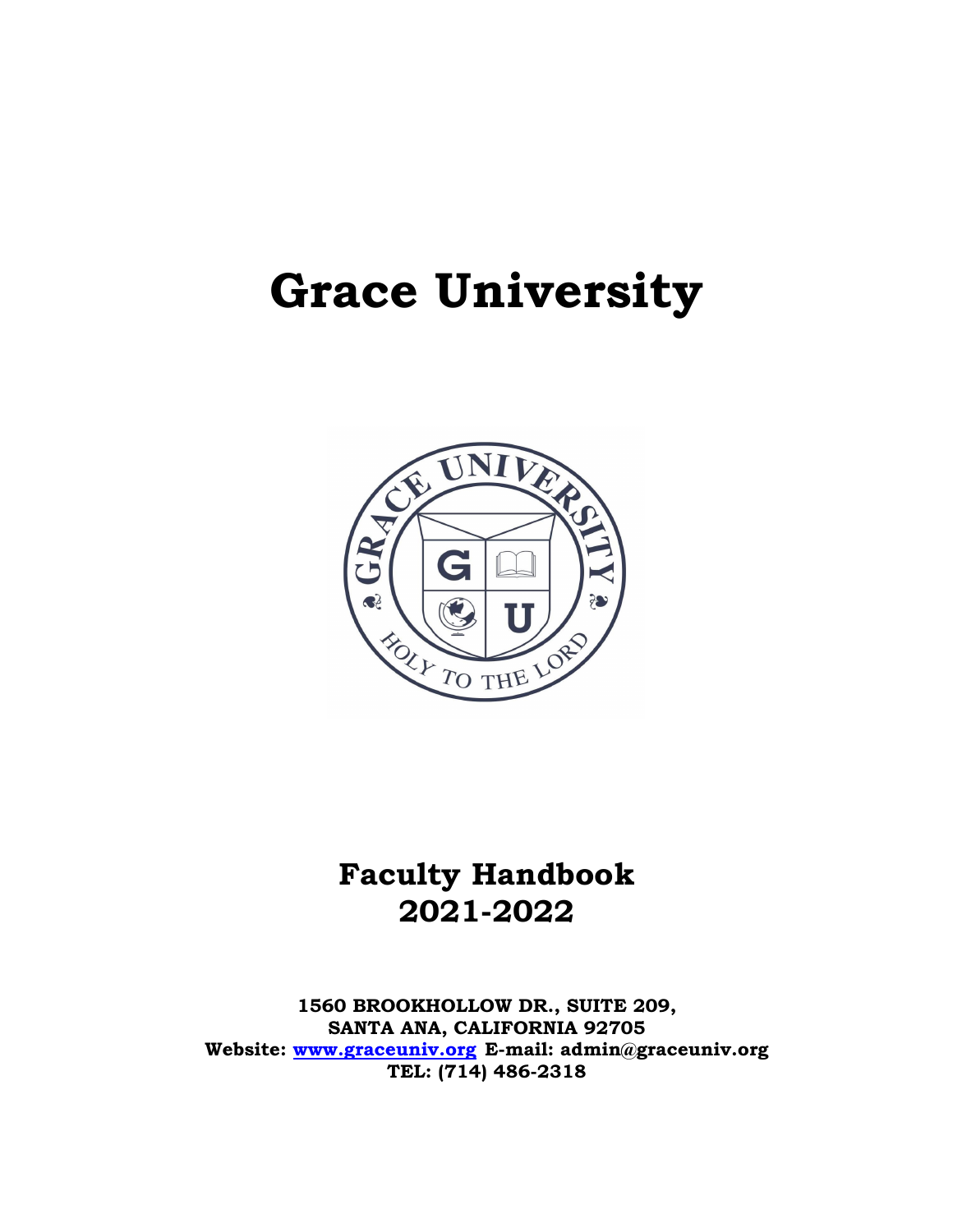# Grace University

## Faculty Handbook
## 2021-2022

**1560 BROOKHOLLOW DR., SUITE 209,**
**SANTA ANA, CALIFORNIA 92705**
**Website: [www.graceuniv.org](http://www.graceuniv.org) E-mail: admin@graceuniv.org**
**TEL: (714) 486-2318**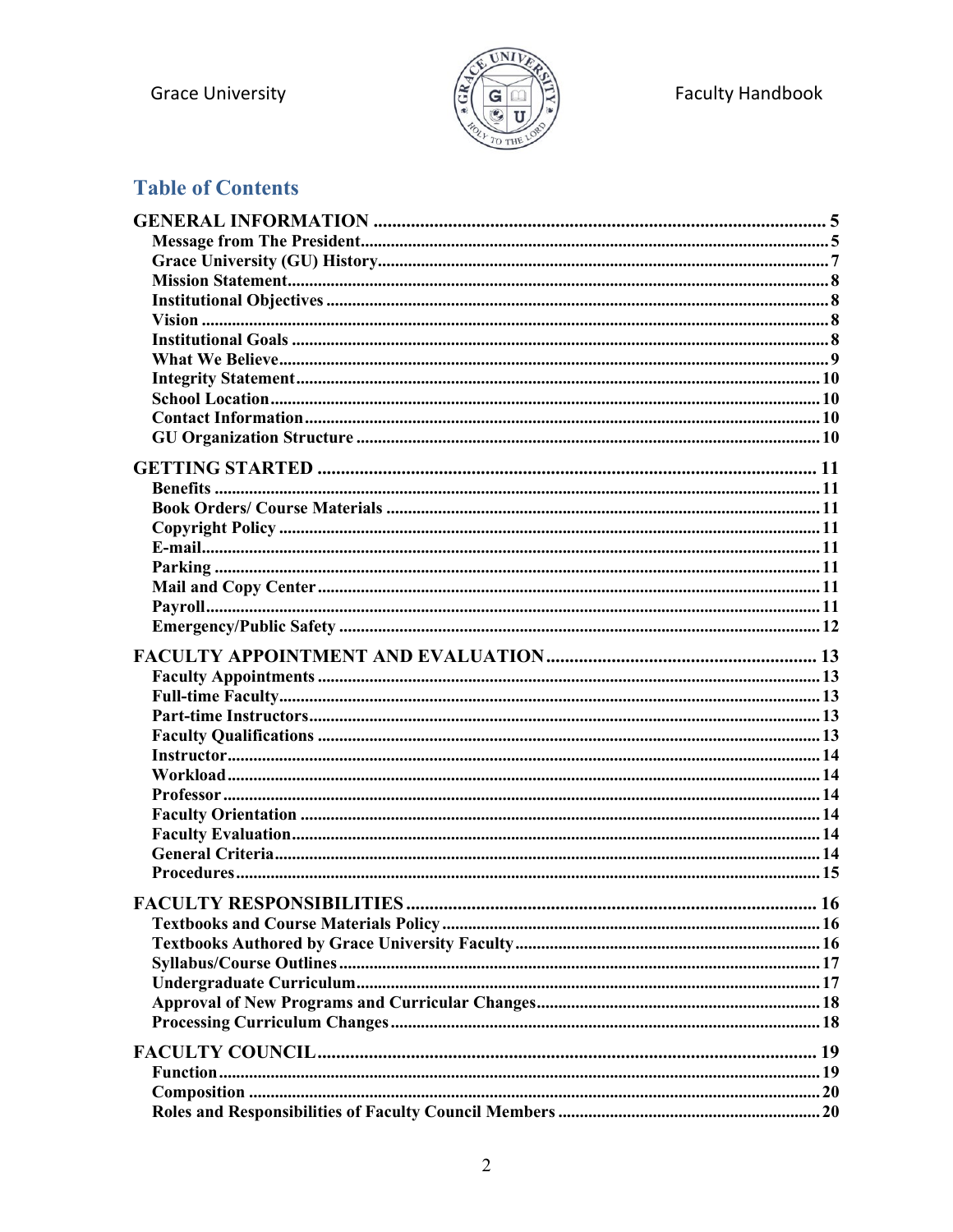# Table of Contents

**GENERAL INFORMATION** ........................................................................................ 5
- **Message from The President** ................................................................................ 5
- **Grace University (GU) History** ............................................................................. 7
- **Mission Statement** ............................................................................................... 8
- **Institutional Objectives** ...................................................................................... 8
- **Vision** .................................................................................................................. 8
- **Institutional Goals** .............................................................................................. 8
- **What We Believe** ................................................................................................. 9
- **Integrity Statement** ............................................................................................ 10
- **School Location** ................................................................................................. 10
- **Contact Information** .......................................................................................... 10
- **GU Organization Structure** ................................................................................ 10

**GETTING STARTED** ............................................................................................... 11
- **Benefits** ............................................................................................................. 11
- **Book Orders/ Course Materials** ......................................................................... 11
- **Copyright Policy** ................................................................................................ 11
- **E-mail** ................................................................................................................ 11
- **Parking** .............................................................................................................. 11
- **Mail and Copy Center** ....................................................................................... 11
- **Payroll** ............................................................................................................... 11
- **Emergency/Public Safety** .................................................................................. 12

**FACULTY APPOINTMENT AND EVALUATION** ................................................... 13
- **Faculty Appointments** ....................................................................................... 13
- **Full-time Faculty** ............................................................................................... 13
- **Part-time Instructors** ......................................................................................... 13
- **Faculty Qualifications** ....................................................................................... 13
- **Instructor** .......................................................................................................... 14
- **Workload** ........................................................................................................... 14
- **Professor** ........................................................................................................... 14
- **Faculty Orientation** ........................................................................................... 14
- **Faculty Evaluation** ............................................................................................. 14
- **General Criteria** ................................................................................................. 14
- **Procedures** ........................................................................................................ 15

**FACULTY RESPONSIBILITIES** ............................................................................... 16
- **Textbooks and Course Materials Policy** ............................................................ 16
- **Textbooks Authored by Grace University Faculty** ............................................. 16
- **Syllabus/Course Outlines** .................................................................................. 17
- **Undergraduate Curriculum** ............................................................................... 17
- **Approval of New Programs and Curricular Changes** ........................................ 18
- **Processing Curriculum Changes** ....................................................................... 18

**FACULTY COUNCIL** ............................................................................................... 19
- **Function** ............................................................................................................ 19
- **Composition** ...................................................................................................... 20
- **Roles and Responsibilities of Faculty Council Members** ................................... 20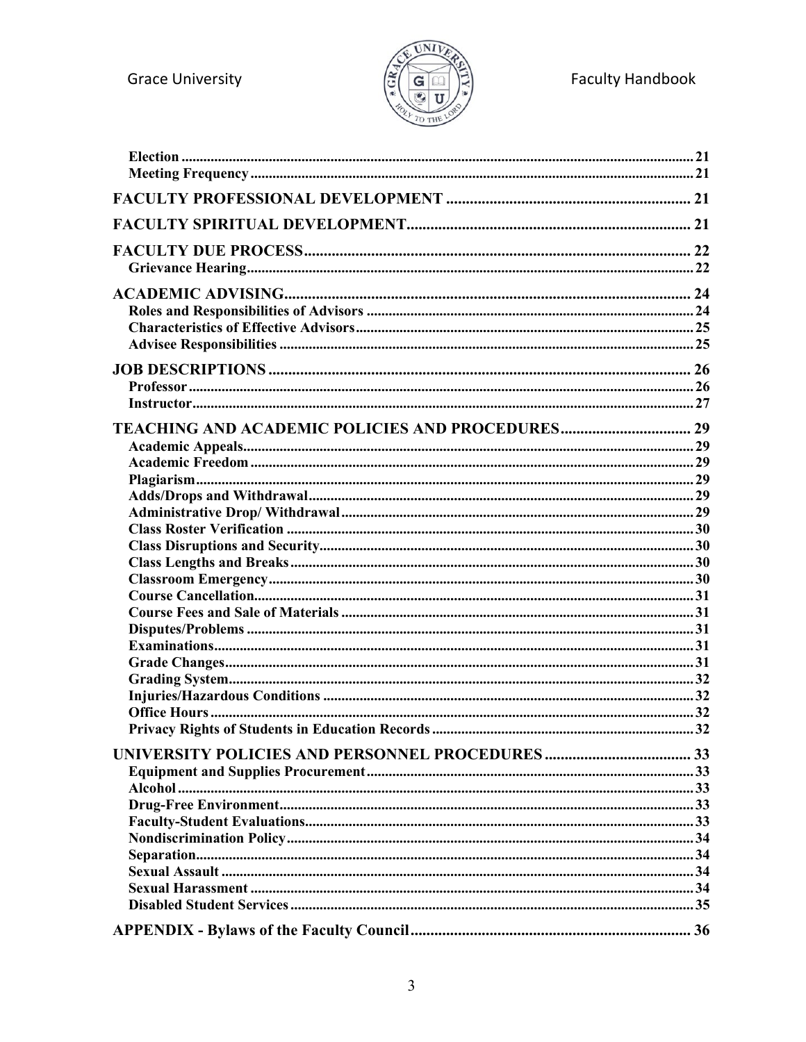**Election** .......... 21
**Meeting Frequency** .......... 21

**FACULTY PROFESSIONAL DEVELOPMENT** .......... 21

**FACULTY SPIRITUAL DEVELOPMENT** .......... 21

**FACULTY DUE PROCESS** .......... 22
**Grievance Hearing** .......... 22

**ACADEMIC ADVISING** .......... 24
**Roles and Responsibilities of Advisors** .......... 24
**Characteristics of Effective Advisors** .......... 25
**Advisee Responsibilities** .......... 25

**JOB DESCRIPTIONS** .......... 26
**Professor** .......... 26
**Instructor** .......... 27

**TEACHING AND ACADEMIC POLICIES AND PROCEDURES** .......... 29
**Academic Appeals** .......... 29
**Academic Freedom** .......... 29
**Plagiarism** .......... 29
**Adds/Drops and Withdrawal** .......... 29
**Administrative Drop/ Withdrawal** .......... 29
**Class Roster Verification** .......... 30
**Class Disruptions and Security** .......... 30
**Class Lengths and Breaks** .......... 30
**Classroom Emergency** .......... 30
**Course Cancellation** .......... 31
**Course Fees and Sale of Materials** .......... 31
**Disputes/Problems** .......... 31
**Examinations** .......... 31
**Grade Changes** .......... 31
**Grading System** .......... 32
**Injuries/Hazardous Conditions** .......... 32
**Office Hours** .......... 32
**Privacy Rights of Students in Education Records** .......... 32

**UNIVERSITY POLICIES AND PERSONNEL PROCEDURES** .......... 33
**Equipment and Supplies Procurement** .......... 33
**Alcohol** .......... 33
**Drug-Free Environment** .......... 33
**Faculty-Student Evaluations** .......... 33
**Nondiscrimination Policy** .......... 34
**Separation** .......... 34
**Sexual Assault** .......... 34
**Sexual Harassment** .......... 34
**Disabled Student Services** .......... 35

**APPENDIX - Bylaws of the Faculty Council** .......... 36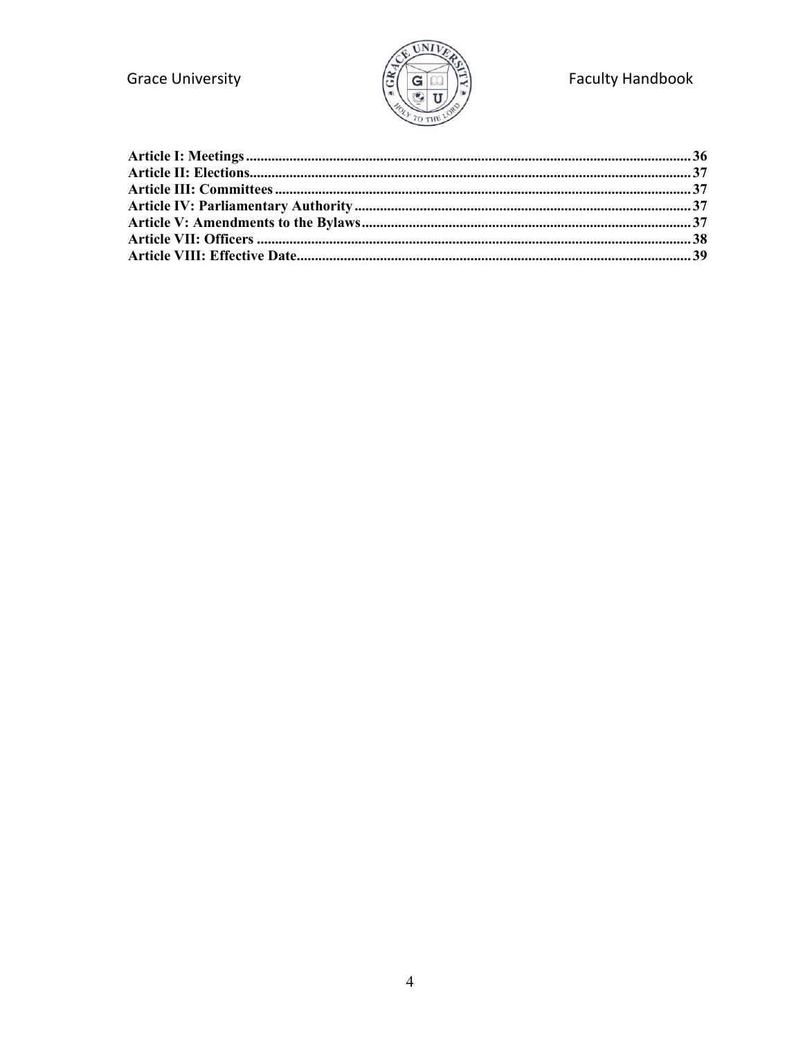**Article I: Meetings** .......... 36
**Article II: Elections** .......... 37
**Article III: Committees** .......... 37
**Article IV: Parliamentary Authority** .......... 37
**Article V: Amendments to the Bylaws** .......... 37
**Article VII: Officers** .......... 38
**Article VIII: Effective Date** .......... 39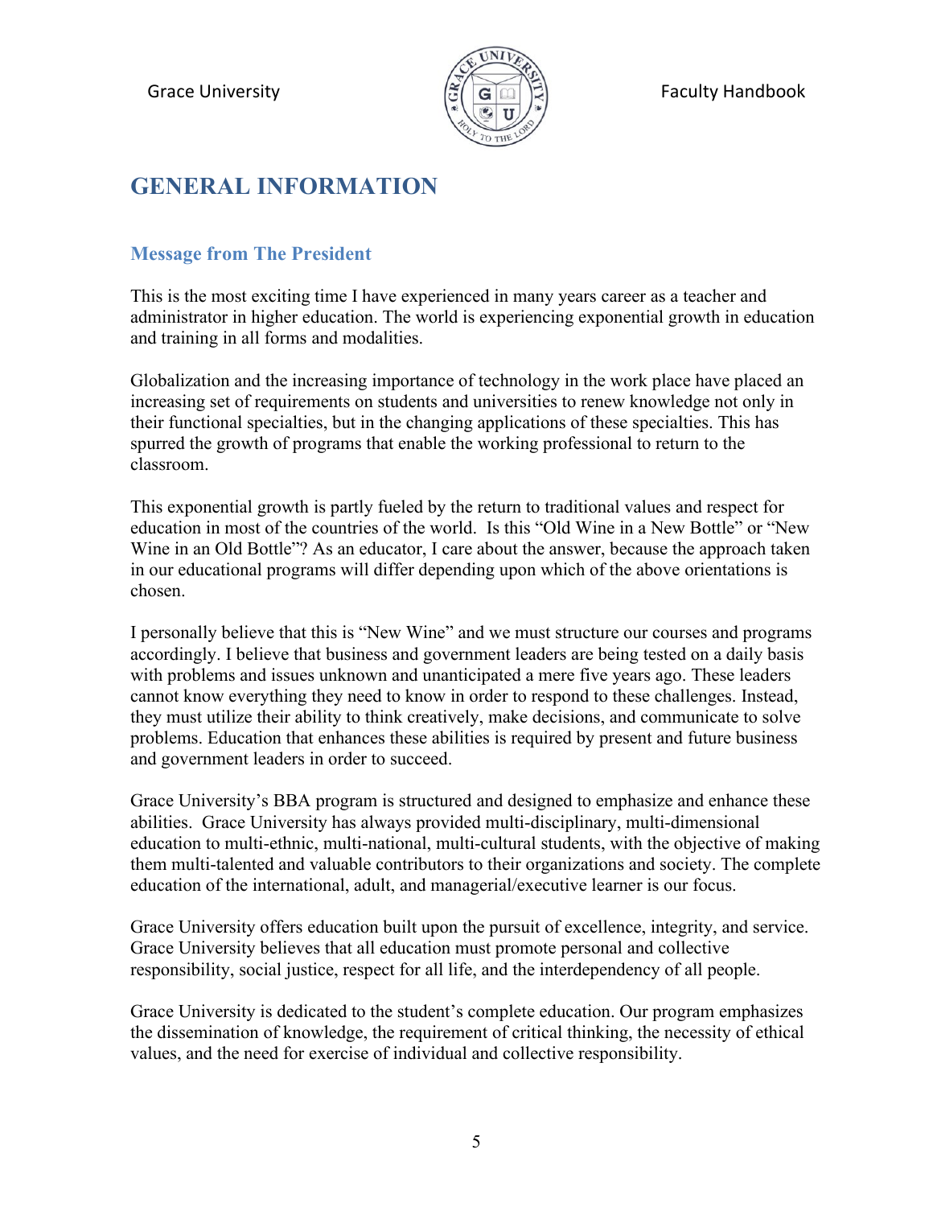# GENERAL INFORMATION

## Message from The President

This is the most exciting time I have experienced in many years career as a teacher and administrator in higher education. The world is experiencing exponential growth in education and training in all forms and modalities.

Globalization and the increasing importance of technology in the work place have placed an increasing set of requirements on students and universities to renew knowledge not only in their functional specialties, but in the changing applications of these specialties. This has spurred the growth of programs that enable the working professional to return to the classroom.

This exponential growth is partly fueled by the return to traditional values and respect for education in most of the countries of the world. Is this "Old Wine in a New Bottle" or "New Wine in an Old Bottle"? As an educator, I care about the answer, because the approach taken in our educational programs will differ depending upon which of the above orientations is chosen.

I personally believe that this is "New Wine" and we must structure our courses and programs accordingly. I believe that business and government leaders are being tested on a daily basis with problems and issues unknown and unanticipated a mere five years ago. These leaders cannot know everything they need to know in order to respond to these challenges. Instead, they must utilize their ability to think creatively, make decisions, and communicate to solve problems. Education that enhances these abilities is required by present and future business and government leaders in order to succeed.

Grace University's BBA program is structured and designed to emphasize and enhance these abilities. Grace University has always provided multi-disciplinary, multi-dimensional education to multi-ethnic, multi-national, multi-cultural students, with the objective of making them multi-talented and valuable contributors to their organizations and society. The complete education of the international, adult, and managerial/executive learner is our focus.

Grace University offers education built upon the pursuit of excellence, integrity, and service. Grace University believes that all education must promote personal and collective responsibility, social justice, respect for all life, and the interdependency of all people.

Grace University is dedicated to the student's complete education. Our program emphasizes the dissemination of knowledge, the requirement of critical thinking, the necessity of ethical values, and the need for exercise of individual and collective responsibility.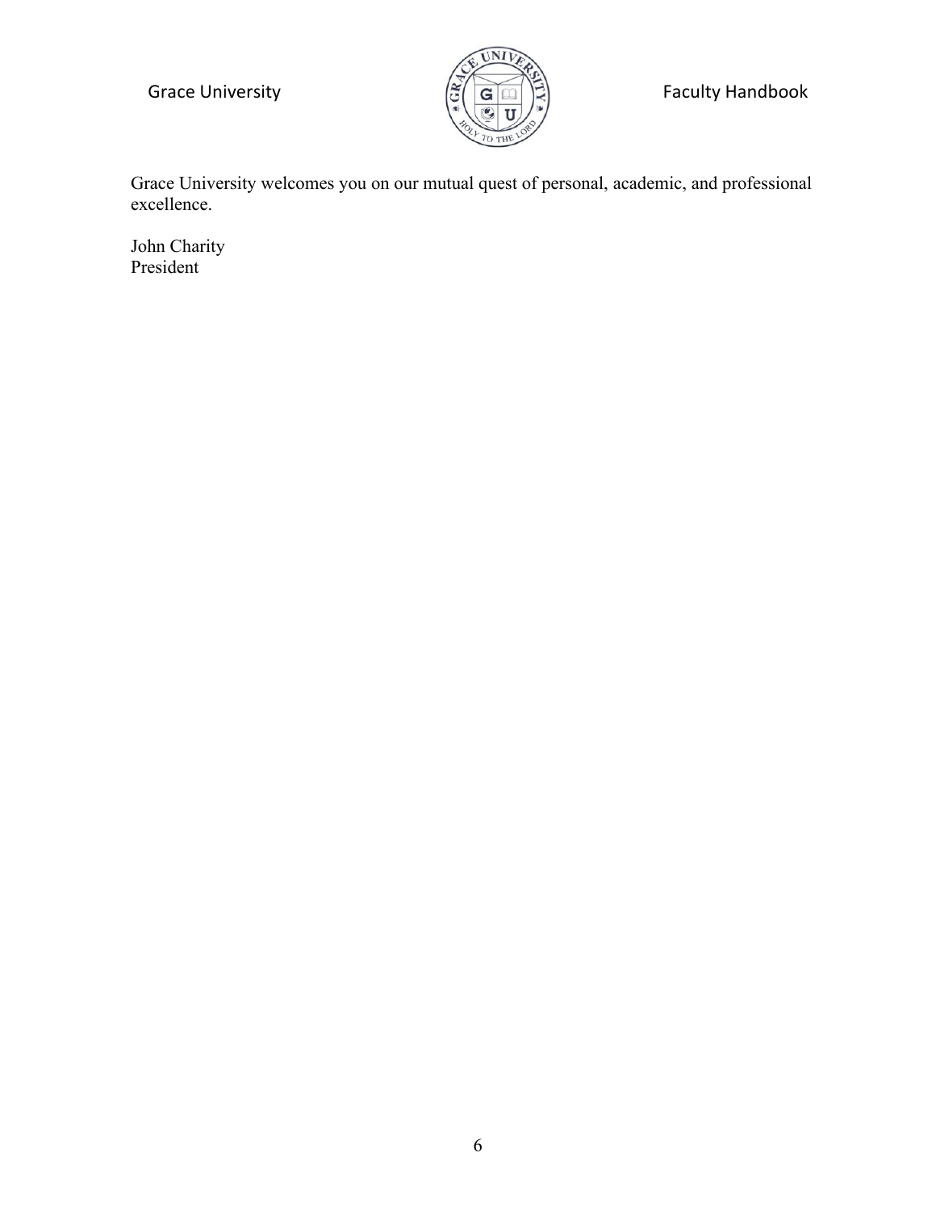Grace University welcomes you on our mutual quest of personal, academic, and professional excellence.

John Charity
President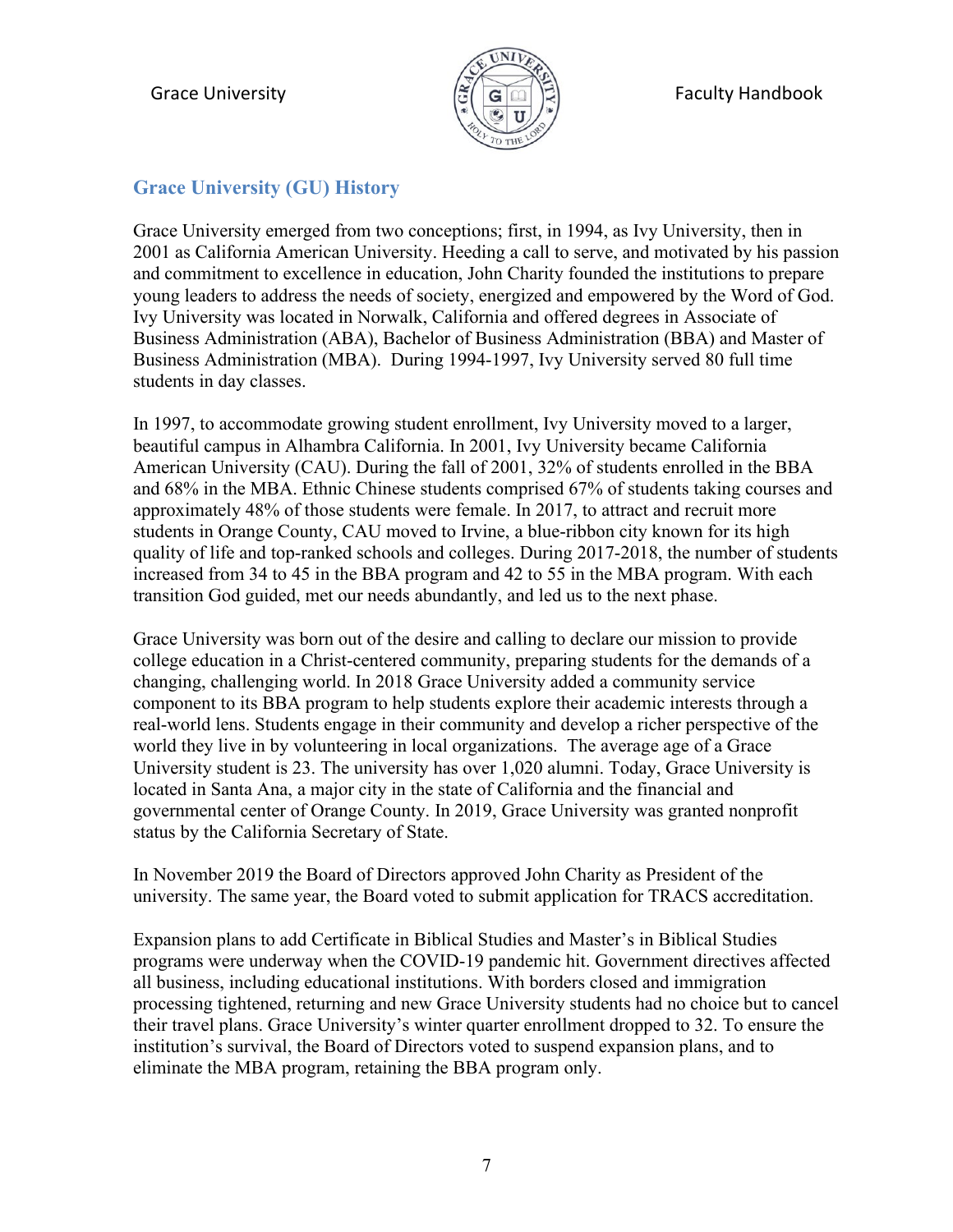## Grace University (GU) History

Grace University emerged from two conceptions; first, in 1994, as Ivy University, then in 2001 as California American University. Heeding a call to serve, and motivated by his passion and commitment to excellence in education, John Charity founded the institutions to prepare young leaders to address the needs of society, energized and empowered by the Word of God. Ivy University was located in Norwalk, California and offered degrees in Associate of Business Administration (ABA), Bachelor of Business Administration (BBA) and Master of Business Administration (MBA). During 1994-1997, Ivy University served 80 full time students in day classes.

In 1997, to accommodate growing student enrollment, Ivy University moved to a larger, beautiful campus in Alhambra California. In 2001, Ivy University became California American University (CAU). During the fall of 2001, 32% of students enrolled in the BBA and 68% in the MBA. Ethnic Chinese students comprised 67% of students taking courses and approximately 48% of those students were female. In 2017, to attract and recruit more students in Orange County, CAU moved to Irvine, a blue-ribbon city known for its high quality of life and top-ranked schools and colleges. During 2017-2018, the number of students increased from 34 to 45 in the BBA program and 42 to 55 in the MBA program. With each transition God guided, met our needs abundantly, and led us to the next phase.

Grace University was born out of the desire and calling to declare our mission to provide college education in a Christ-centered community, preparing students for the demands of a changing, challenging world. In 2018 Grace University added a community service component to its BBA program to help students explore their academic interests through a real-world lens. Students engage in their community and develop a richer perspective of the world they live in by volunteering in local organizations. The average age of a Grace University student is 23. The university has over 1,020 alumni. Today, Grace University is located in Santa Ana, a major city in the state of California and the financial and governmental center of Orange County. In 2019, Grace University was granted nonprofit status by the California Secretary of State.

In November 2019 the Board of Directors approved John Charity as President of the university. The same year, the Board voted to submit application for TRACS accreditation.

Expansion plans to add Certificate in Biblical Studies and Master's in Biblical Studies programs were underway when the COVID-19 pandemic hit. Government directives affected all business, including educational institutions. With borders closed and immigration processing tightened, returning and new Grace University students had no choice but to cancel their travel plans. Grace University's winter quarter enrollment dropped to 32. To ensure the institution's survival, the Board of Directors voted to suspend expansion plans, and to eliminate the MBA program, retaining the BBA program only.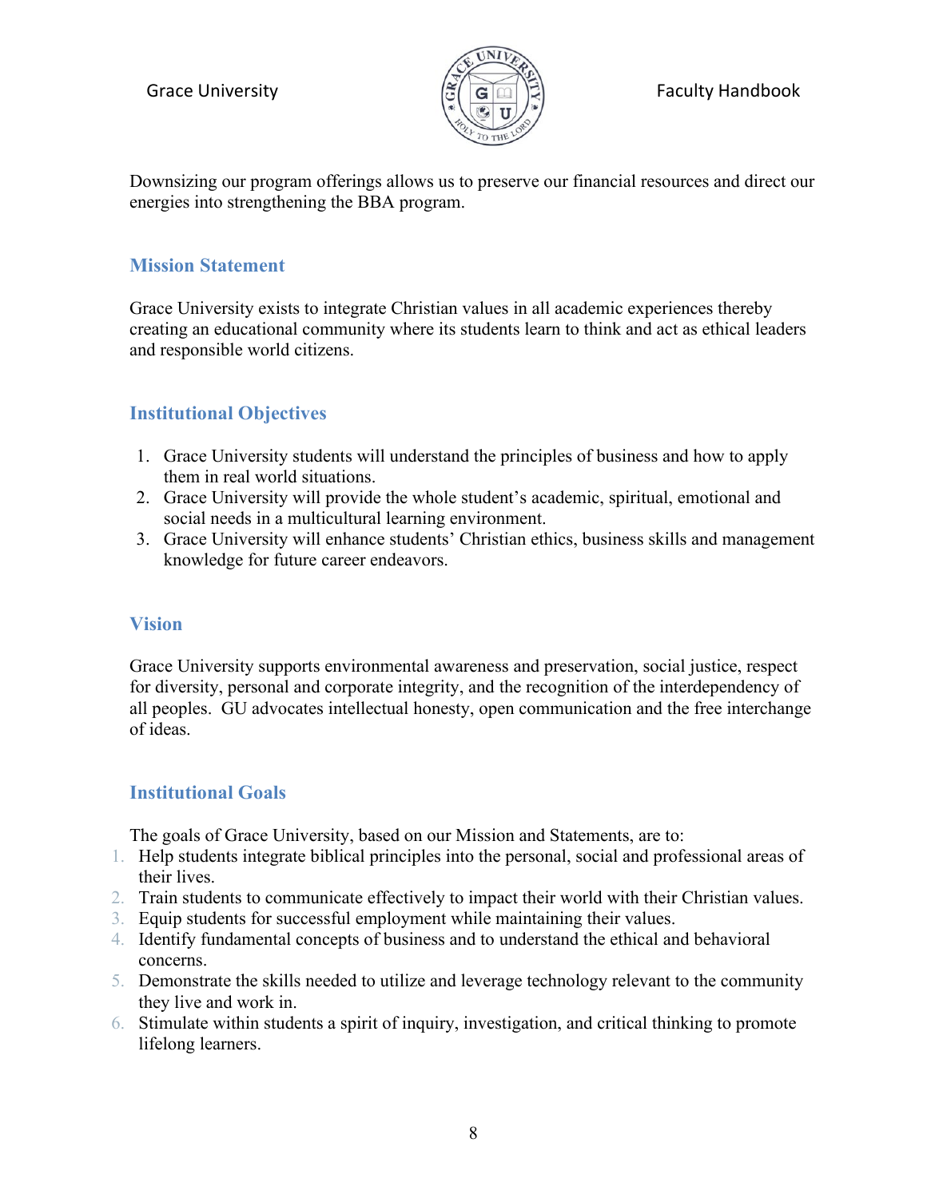Downsizing our program offerings allows us to preserve our financial resources and direct our energies into strengthening the BBA program.

## Mission Statement

Grace University exists to integrate Christian values in all academic experiences thereby creating an educational community where its students learn to think and act as ethical leaders and responsible world citizens.

## Institutional Objectives

1. Grace University students will understand the principles of business and how to apply them in real world situations.
2. Grace University will provide the whole student's academic, spiritual, emotional and social needs in a multicultural learning environment.
3. Grace University will enhance students' Christian ethics, business skills and management knowledge for future career endeavors.

## Vision

Grace University supports environmental awareness and preservation, social justice, respect for diversity, personal and corporate integrity, and the recognition of the interdependency of all peoples. GU advocates intellectual honesty, open communication and the free interchange of ideas.

## Institutional Goals

The goals of Grace University, based on our Mission and Statements, are to:

1. Help students integrate biblical principles into the personal, social and professional areas of their lives.
2. Train students to communicate effectively to impact their world with their Christian values.
3. Equip students for successful employment while maintaining their values.
4. Identify fundamental concepts of business and to understand the ethical and behavioral concerns.
5. Demonstrate the skills needed to utilize and leverage technology relevant to the community they live and work in.
6. Stimulate within students a spirit of inquiry, investigation, and critical thinking to promote lifelong learners.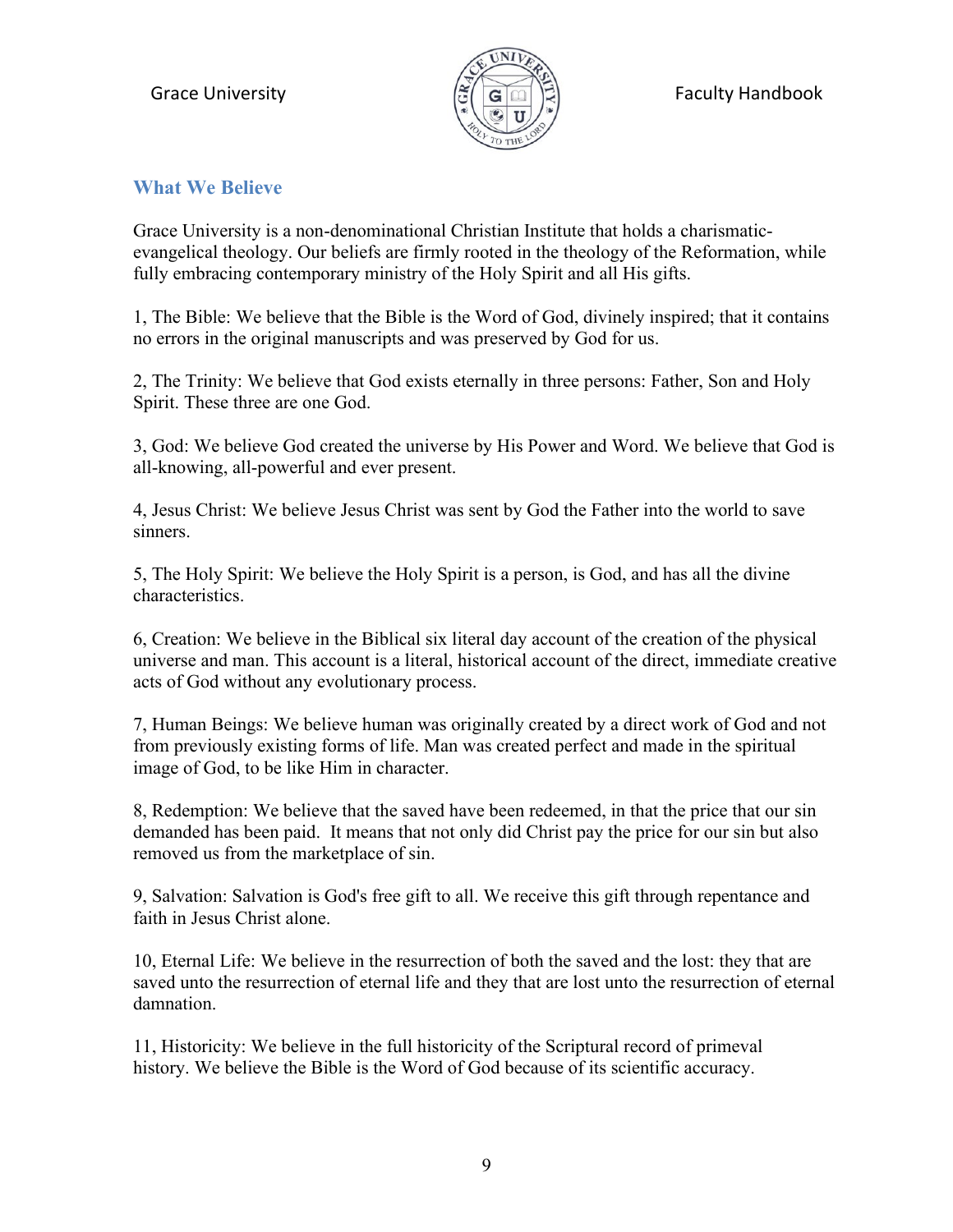## What We Believe

Grace University is a non-denominational Christian Institute that holds a charismatic-evangelical theology. Our beliefs are firmly rooted in the theology of the Reformation, while fully embracing contemporary ministry of the Holy Spirit and all His gifts.

1, The Bible: We believe that the Bible is the Word of God, divinely inspired; that it contains no errors in the original manuscripts and was preserved by God for us.

2, The Trinity: We believe that God exists eternally in three persons: Father, Son and Holy Spirit. These three are one God.

3, God: We believe God created the universe by His Power and Word. We believe that God is all-knowing, all-powerful and ever present.

4, Jesus Christ: We believe Jesus Christ was sent by God the Father into the world to save sinners.

5, The Holy Spirit: We believe the Holy Spirit is a person, is God, and has all the divine characteristics.

6, Creation: We believe in the Biblical six literal day account of the creation of the physical universe and man. This account is a literal, historical account of the direct, immediate creative acts of God without any evolutionary process.

7, Human Beings: We believe human was originally created by a direct work of God and not from previously existing forms of life. Man was created perfect and made in the spiritual image of God, to be like Him in character.

8, Redemption: We believe that the saved have been redeemed, in that the price that our sin demanded has been paid. It means that not only did Christ pay the price for our sin but also removed us from the marketplace of sin.

9, Salvation: Salvation is God's free gift to all. We receive this gift through repentance and faith in Jesus Christ alone.

10, Eternal Life: We believe in the resurrection of both the saved and the lost: they that are saved unto the resurrection of eternal life and they that are lost unto the resurrection of eternal damnation.

11, Historicity: We believe in the full historicity of the Scriptural record of primeval history. We believe the Bible is the Word of God because of its scientific accuracy.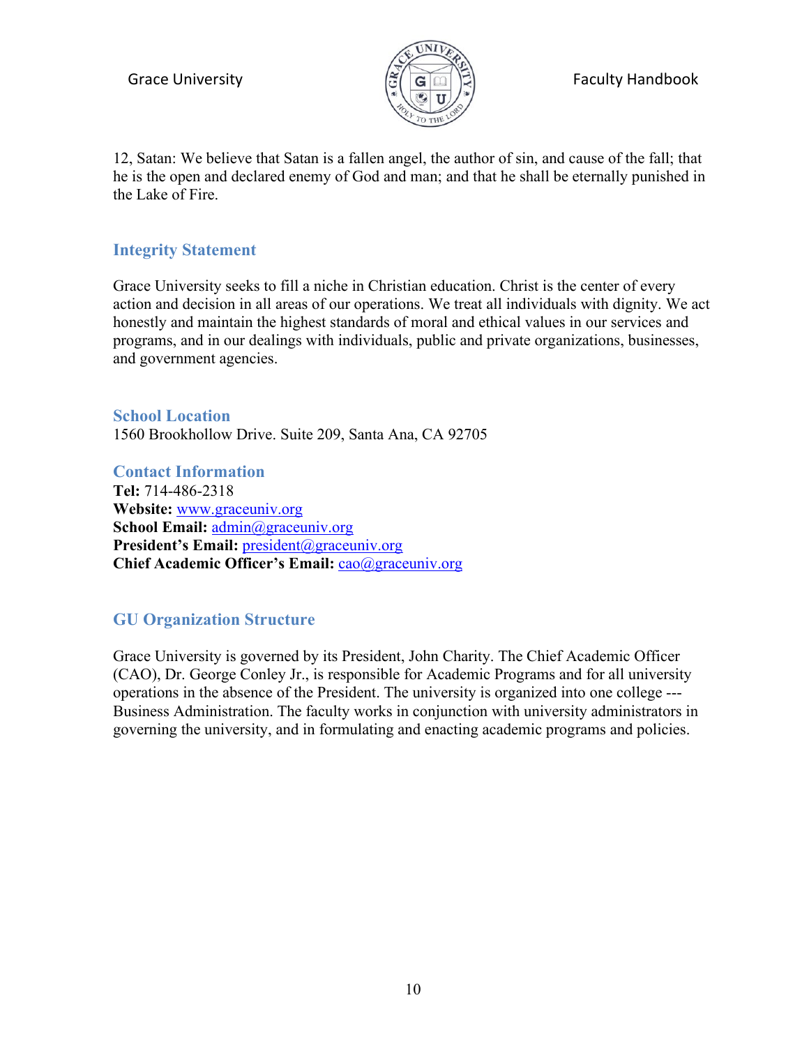12, Satan: We believe that Satan is a fallen angel, the author of sin, and cause of the fall; that he is the open and declared enemy of God and man; and that he shall be eternally punished in the Lake of Fire.

## Integrity Statement

Grace University seeks to fill a niche in Christian education. Christ is the center of every action and decision in all areas of our operations. We treat all individuals with dignity. We act honestly and maintain the highest standards of moral and ethical values in our services and programs, and in our dealings with individuals, public and private organizations, businesses, and government agencies.

## School Location

1560 Brookhollow Drive. Suite 209, Santa Ana, CA 92705

## Contact Information

**Tel:** 714-486-2318
**Website:** www.graceuniv.org
**School Email:** admin@graceuniv.org
**President's Email:** president@graceuniv.org
**Chief Academic Officer's Email:** cao@graceuniv.org

## GU Organization Structure

Grace University is governed by its President, John Charity. The Chief Academic Officer (CAO), Dr. George Conley Jr., is responsible for Academic Programs and for all university operations in the absence of the President. The university is organized into one college --- Business Administration. The faculty works in conjunction with university administrators in governing the university, and in formulating and enacting academic programs and policies.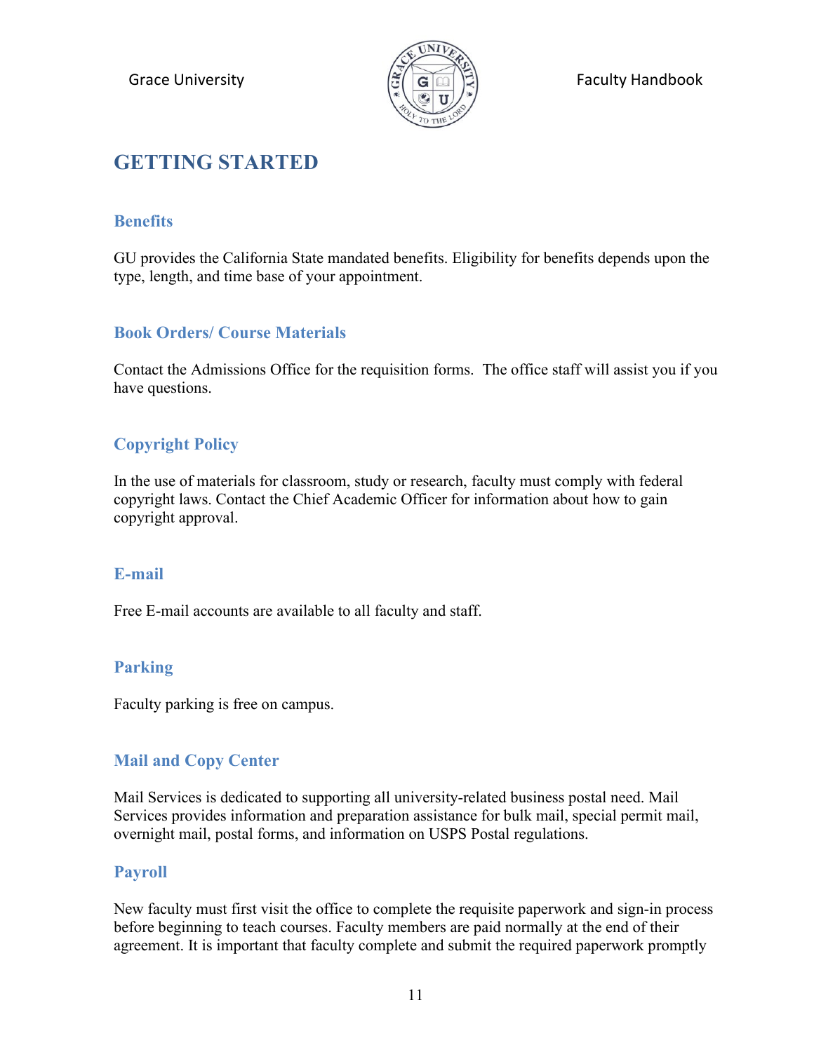# GETTING STARTED

## Benefits

GU provides the California State mandated benefits. Eligibility for benefits depends upon the type, length, and time base of your appointment.

## Book Orders/ Course Materials

Contact the Admissions Office for the requisition forms. The office staff will assist you if you have questions.

## Copyright Policy

In the use of materials for classroom, study or research, faculty must comply with federal copyright laws. Contact the Chief Academic Officer for information about how to gain copyright approval.

## E-mail

Free E-mail accounts are available to all faculty and staff.

## Parking

Faculty parking is free on campus.

## Mail and Copy Center

Mail Services is dedicated to supporting all university-related business postal need. Mail Services provides information and preparation assistance for bulk mail, special permit mail, overnight mail, postal forms, and information on USPS Postal regulations.

## Payroll

New faculty must first visit the office to complete the requisite paperwork and sign-in process before beginning to teach courses. Faculty members are paid normally at the end of their agreement. It is important that faculty complete and submit the required paperwork promptly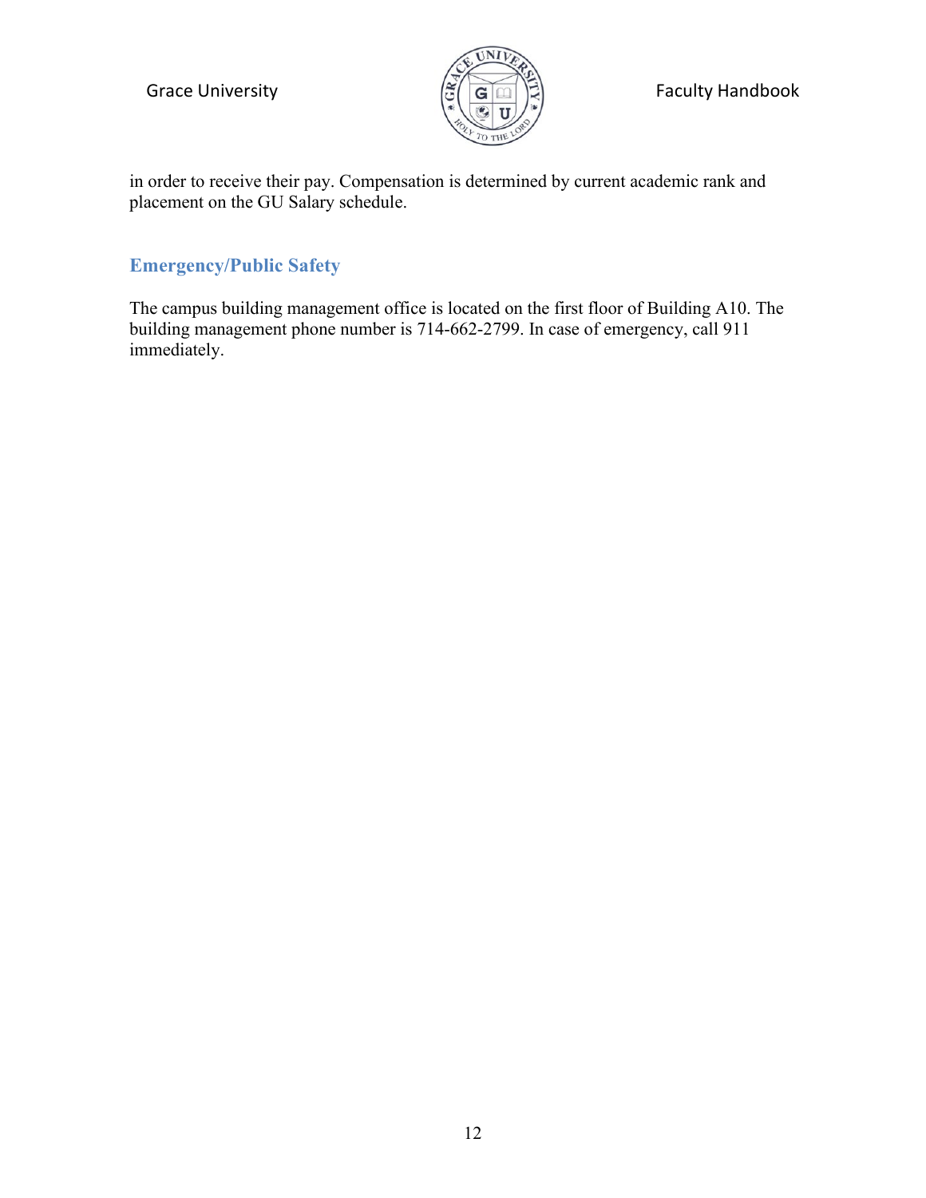in order to receive their pay. Compensation is determined by current academic rank and placement on the GU Salary schedule.

## Emergency/Public Safety

The campus building management office is located on the first floor of Building A10. The building management phone number is 714-662-2799. In case of emergency, call 911 immediately.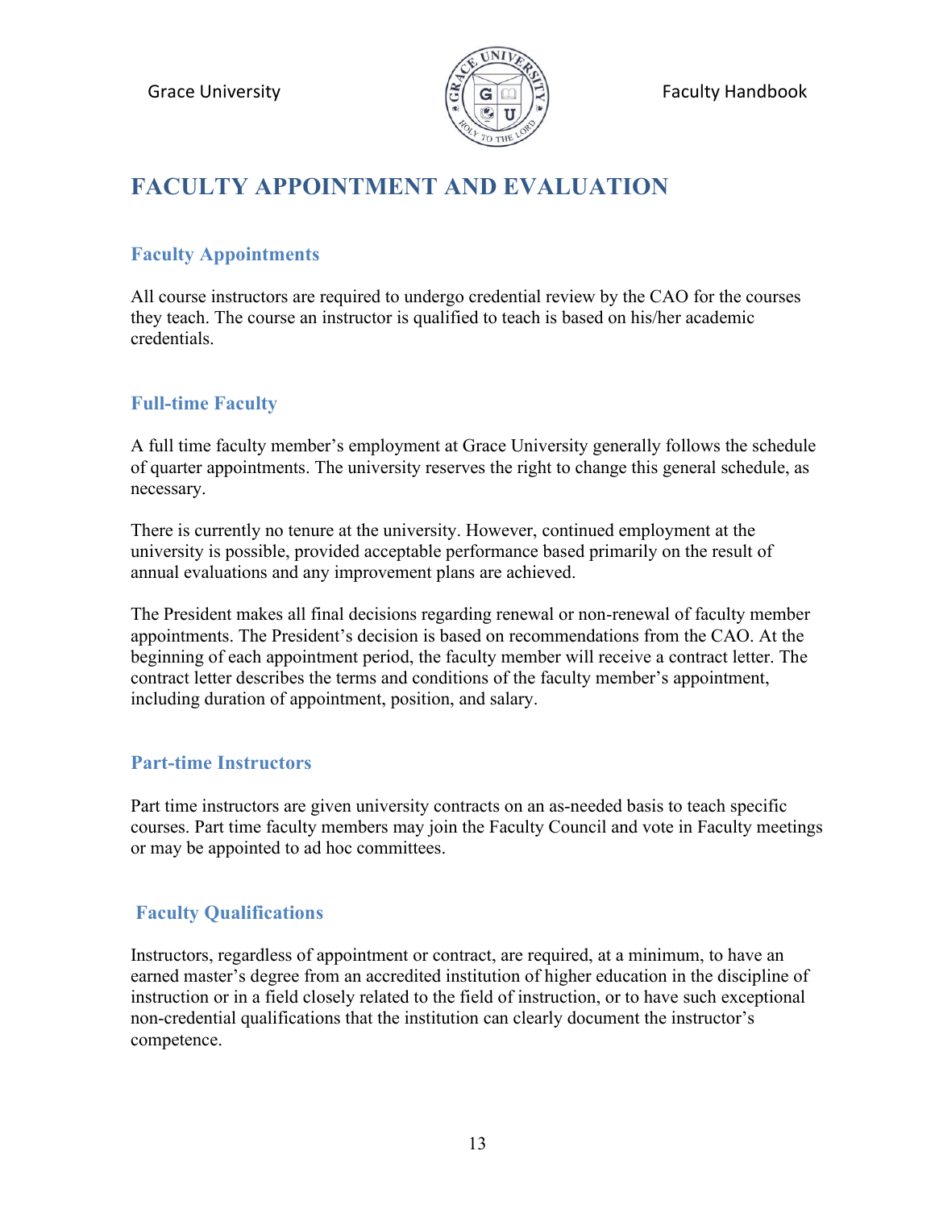# FACULTY APPOINTMENT AND EVALUATION

## Faculty Appointments

All course instructors are required to undergo credential review by the CAO for the courses they teach. The course an instructor is qualified to teach is based on his/her academic credentials.

## Full-time Faculty

A full time faculty member's employment at Grace University generally follows the schedule of quarter appointments. The university reserves the right to change this general schedule, as necessary.

There is currently no tenure at the university. However, continued employment at the university is possible, provided acceptable performance based primarily on the result of annual evaluations and any improvement plans are achieved.

The President makes all final decisions regarding renewal or non-renewal of faculty member appointments. The President's decision is based on recommendations from the CAO. At the beginning of each appointment period, the faculty member will receive a contract letter. The contract letter describes the terms and conditions of the faculty member's appointment, including duration of appointment, position, and salary.

## Part-time Instructors

Part time instructors are given university contracts on an as-needed basis to teach specific courses. Part time faculty members may join the Faculty Council and vote in Faculty meetings or may be appointed to ad hoc committees.

## Faculty Qualifications

Instructors, regardless of appointment or contract, are required, at a minimum, to have an earned master's degree from an accredited institution of higher education in the discipline of instruction or in a field closely related to the field of instruction, or to have such exceptional non-credential qualifications that the institution can clearly document the instructor's competence.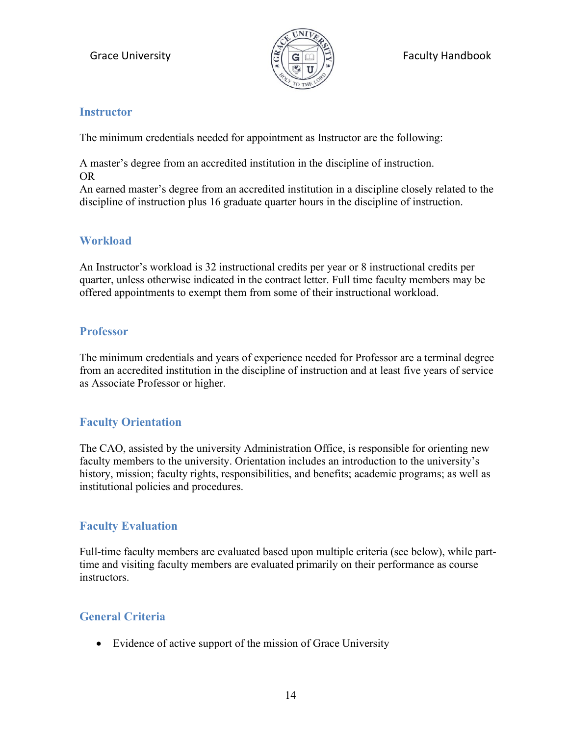### Instructor

The minimum credentials needed for appointment as Instructor are the following:

A master's degree from an accredited institution in the discipline of instruction.
OR
An earned master's degree from an accredited institution in a discipline closely related to the discipline of instruction plus 16 graduate quarter hours in the discipline of instruction.

### Workload

An Instructor's workload is 32 instructional credits per year or 8 instructional credits per quarter, unless otherwise indicated in the contract letter. Full time faculty members may be offered appointments to exempt them from some of their instructional workload.

### Professor

The minimum credentials and years of experience needed for Professor are a terminal degree from an accredited institution in the discipline of instruction and at least five years of service as Associate Professor or higher.

### Faculty Orientation

The CAO, assisted by the university Administration Office, is responsible for orienting new faculty members to the university. Orientation includes an introduction to the university's history, mission; faculty rights, responsibilities, and benefits; academic programs; as well as institutional policies and procedures.

### Faculty Evaluation

Full-time faculty members are evaluated based upon multiple criteria (see below), while part-time and visiting faculty members are evaluated primarily on their performance as course instructors.

### General Criteria

- Evidence of active support of the mission of Grace University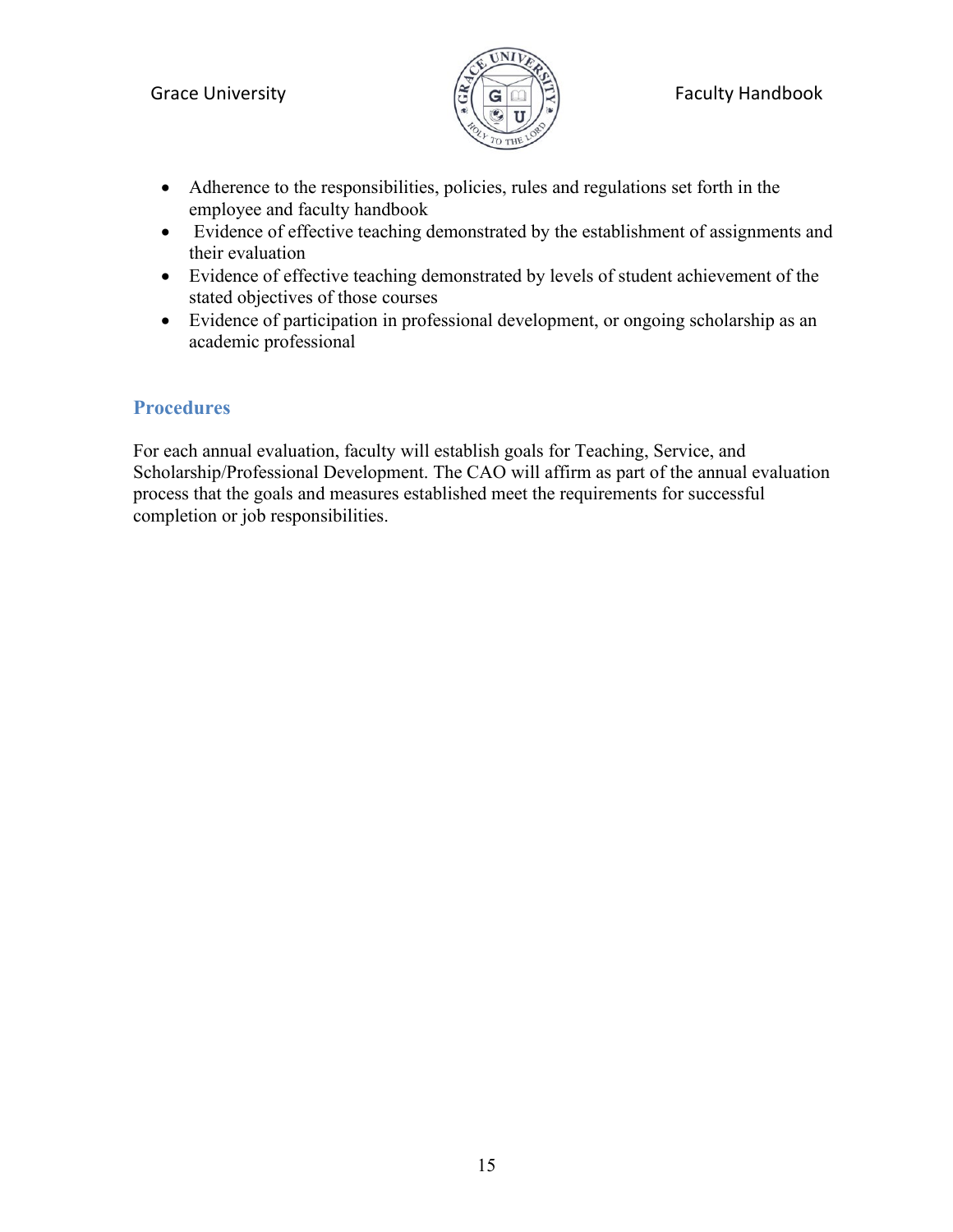- Adherence to the responsibilities, policies, rules and regulations set forth in the employee and faculty handbook
- Evidence of effective teaching demonstrated by the establishment of assignments and their evaluation
- Evidence of effective teaching demonstrated by levels of student achievement of the stated objectives of those courses
- Evidence of participation in professional development, or ongoing scholarship as an academic professional

## Procedures

For each annual evaluation, faculty will establish goals for Teaching, Service, and Scholarship/Professional Development. The CAO will affirm as part of the annual evaluation process that the goals and measures established meet the requirements for successful completion or job responsibilities.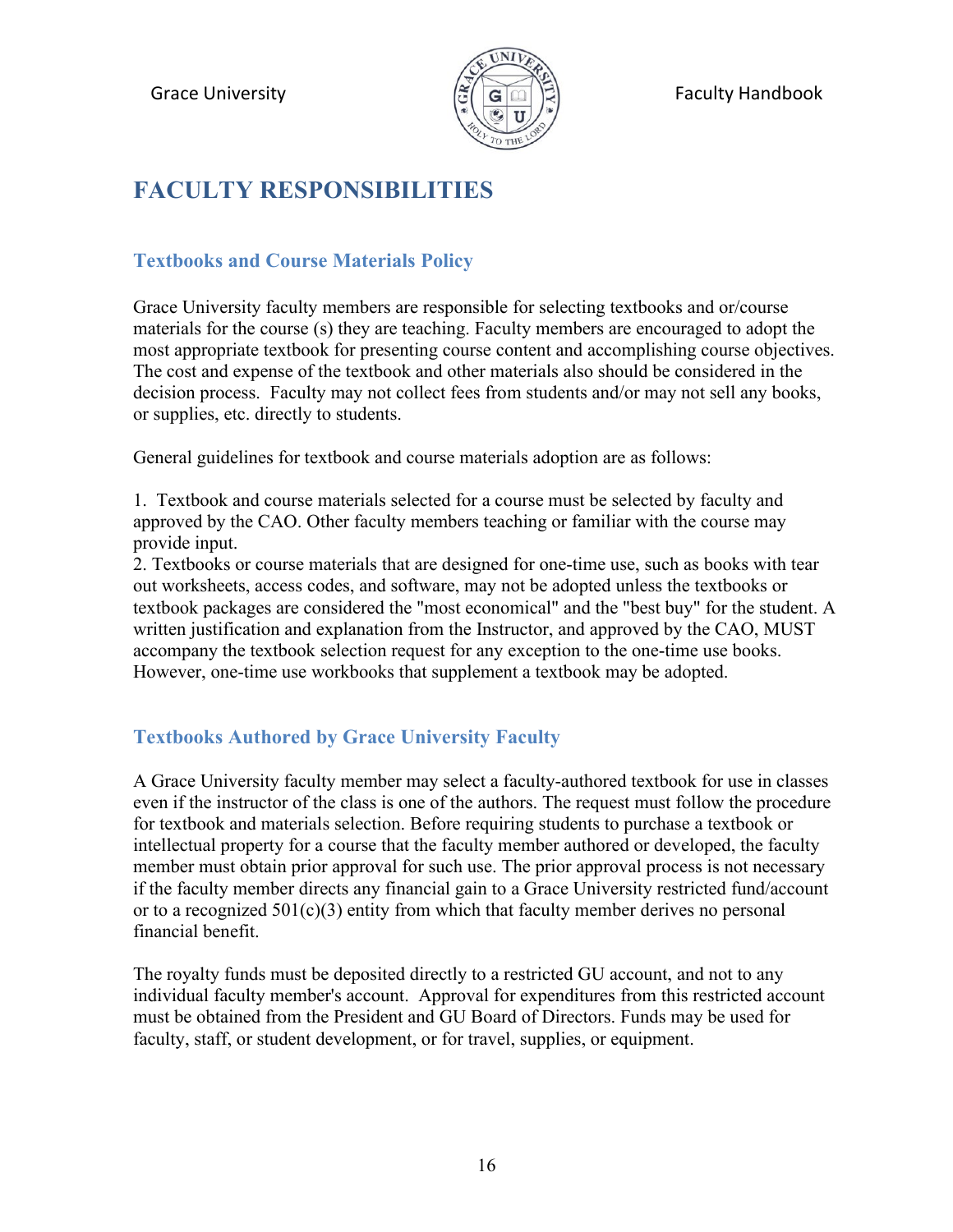# FACULTY RESPONSIBILITIES

## Textbooks and Course Materials Policy

Grace University faculty members are responsible for selecting textbooks and or/course materials for the course (s) they are teaching. Faculty members are encouraged to adopt the most appropriate textbook for presenting course content and accomplishing course objectives. The cost and expense of the textbook and other materials also should be considered in the decision process. Faculty may not collect fees from students and/or may not sell any books, or supplies, etc. directly to students.

General guidelines for textbook and course materials adoption are as follows:

1. Textbook and course materials selected for a course must be selected by faculty and approved by the CAO. Other faculty members teaching or familiar with the course may provide input.
2. Textbooks or course materials that are designed for one-time use, such as books with tear out worksheets, access codes, and software, may not be adopted unless the textbooks or textbook packages are considered the "most economical" and the "best buy" for the student. A written justification and explanation from the Instructor, and approved by the CAO, MUST accompany the textbook selection request for any exception to the one-time use books. However, one-time use workbooks that supplement a textbook may be adopted.

## Textbooks Authored by Grace University Faculty

A Grace University faculty member may select a faculty-authored textbook for use in classes even if the instructor of the class is one of the authors. The request must follow the procedure for textbook and materials selection. Before requiring students to purchase a textbook or intellectual property for a course that the faculty member authored or developed, the faculty member must obtain prior approval for such use. The prior approval process is not necessary if the faculty member directs any financial gain to a Grace University restricted fund/account or to a recognized 501(c)(3) entity from which that faculty member derives no personal financial benefit.

The royalty funds must be deposited directly to a restricted GU account, and not to any individual faculty member's account. Approval for expenditures from this restricted account must be obtained from the President and GU Board of Directors. Funds may be used for faculty, staff, or student development, or for travel, supplies, or equipment.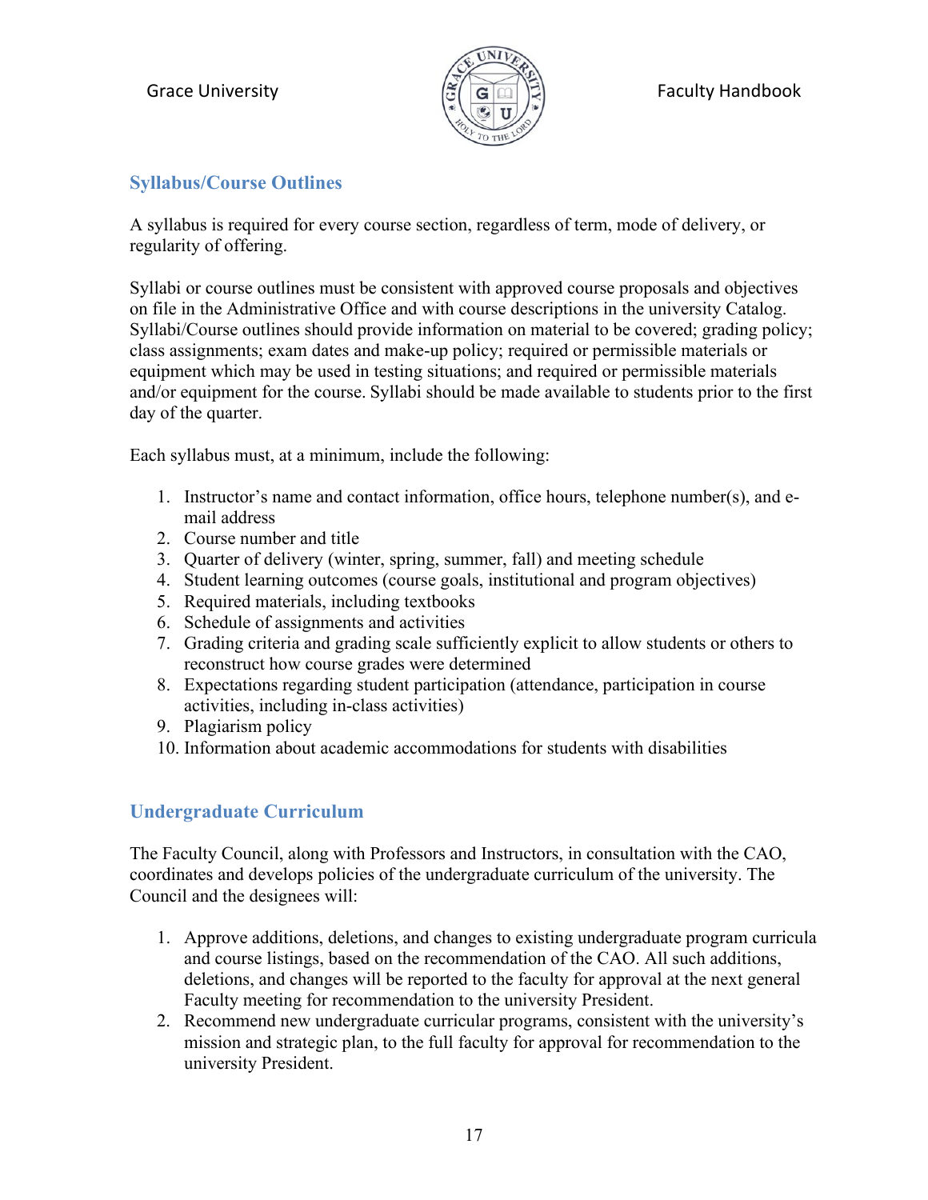## Syllabus/Course Outlines

A syllabus is required for every course section, regardless of term, mode of delivery, or regularity of offering.

Syllabi or course outlines must be consistent with approved course proposals and objectives on file in the Administrative Office and with course descriptions in the university Catalog. Syllabi/Course outlines should provide information on material to be covered; grading policy; class assignments; exam dates and make-up policy; required or permissible materials or equipment which may be used in testing situations; and required or permissible materials and/or equipment for the course. Syllabi should be made available to students prior to the first day of the quarter.

Each syllabus must, at a minimum, include the following:

1. Instructor's name and contact information, office hours, telephone number(s), and e-mail address
2. Course number and title
3. Quarter of delivery (winter, spring, summer, fall) and meeting schedule
4. Student learning outcomes (course goals, institutional and program objectives)
5. Required materials, including textbooks
6. Schedule of assignments and activities
7. Grading criteria and grading scale sufficiently explicit to allow students or others to reconstruct how course grades were determined
8. Expectations regarding student participation (attendance, participation in course activities, including in-class activities)
9. Plagiarism policy
10. Information about academic accommodations for students with disabilities

## Undergraduate Curriculum

The Faculty Council, along with Professors and Instructors, in consultation with the CAO, coordinates and develops policies of the undergraduate curriculum of the university. The Council and the designees will:

1. Approve additions, deletions, and changes to existing undergraduate program curricula and course listings, based on the recommendation of the CAO. All such additions, deletions, and changes will be reported to the faculty for approval at the next general Faculty meeting for recommendation to the university President.
2. Recommend new undergraduate curricular programs, consistent with the university's mission and strategic plan, to the full faculty for approval for recommendation to the university President.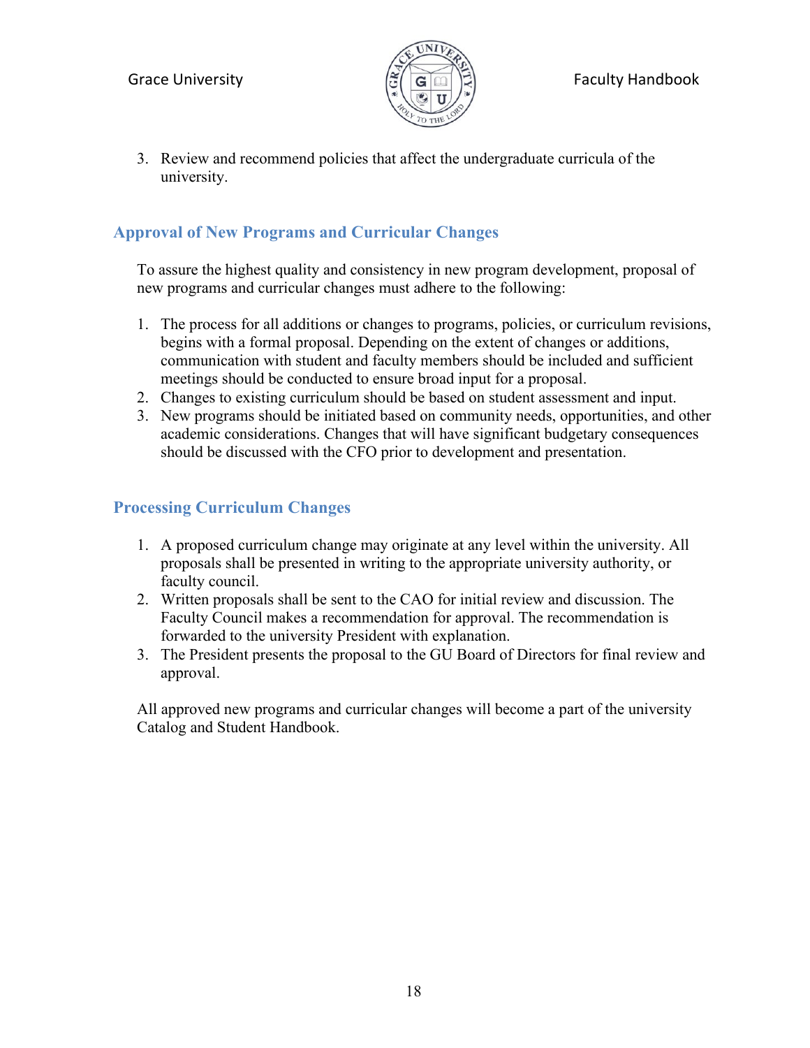3. Review and recommend policies that affect the undergraduate curricula of the university.

## Approval of New Programs and Curricular Changes

To assure the highest quality and consistency in new program development, proposal of new programs and curricular changes must adhere to the following:

1. The process for all additions or changes to programs, policies, or curriculum revisions, begins with a formal proposal. Depending on the extent of changes or additions, communication with student and faculty members should be included and sufficient meetings should be conducted to ensure broad input for a proposal.
2. Changes to existing curriculum should be based on student assessment and input.
3. New programs should be initiated based on community needs, opportunities, and other academic considerations. Changes that will have significant budgetary consequences should be discussed with the CFO prior to development and presentation.

## Processing Curriculum Changes

1. A proposed curriculum change may originate at any level within the university. All proposals shall be presented in writing to the appropriate university authority, or faculty council.
2. Written proposals shall be sent to the CAO for initial review and discussion. The Faculty Council makes a recommendation for approval. The recommendation is forwarded to the university President with explanation.
3. The President presents the proposal to the GU Board of Directors for final review and approval.

All approved new programs and curricular changes will become a part of the university Catalog and Student Handbook.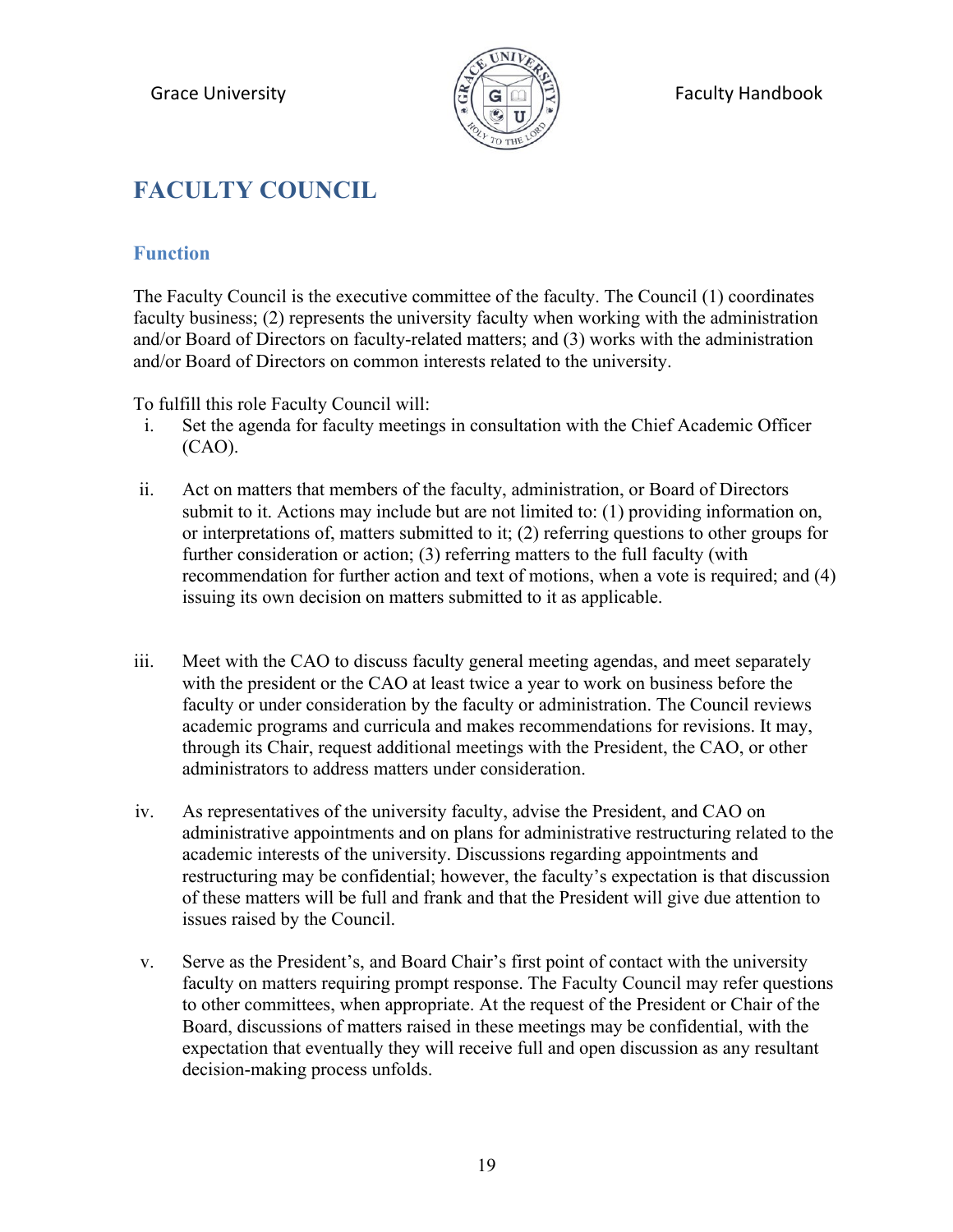# FACULTY COUNCIL

## Function

The Faculty Council is the executive committee of the faculty. The Council (1) coordinates faculty business; (2) represents the university faculty when working with the administration and/or Board of Directors on faculty-related matters; and (3) works with the administration and/or Board of Directors on common interests related to the university.

To fulfill this role Faculty Council will:

i. Set the agenda for faculty meetings in consultation with the Chief Academic Officer (CAO).

ii. Act on matters that members of the faculty, administration, or Board of Directors submit to it. Actions may include but are not limited to: (1) providing information on, or interpretations of, matters submitted to it; (2) referring questions to other groups for further consideration or action; (3) referring matters to the full faculty (with recommendation for further action and text of motions, when a vote is required; and (4) issuing its own decision on matters submitted to it as applicable.

iii. Meet with the CAO to discuss faculty general meeting agendas, and meet separately with the president or the CAO at least twice a year to work on business before the faculty or under consideration by the faculty or administration. The Council reviews academic programs and curricula and makes recommendations for revisions. It may, through its Chair, request additional meetings with the President, the CAO, or other administrators to address matters under consideration.

iv. As representatives of the university faculty, advise the President, and CAO on administrative appointments and on plans for administrative restructuring related to the academic interests of the university. Discussions regarding appointments and restructuring may be confidential; however, the faculty's expectation is that discussion of these matters will be full and frank and that the President will give due attention to issues raised by the Council.

v. Serve as the President's, and Board Chair's first point of contact with the university faculty on matters requiring prompt response. The Faculty Council may refer questions to other committees, when appropriate. At the request of the President or Chair of the Board, discussions of matters raised in these meetings may be confidential, with the expectation that eventually they will receive full and open discussion as any resultant decision-making process unfolds.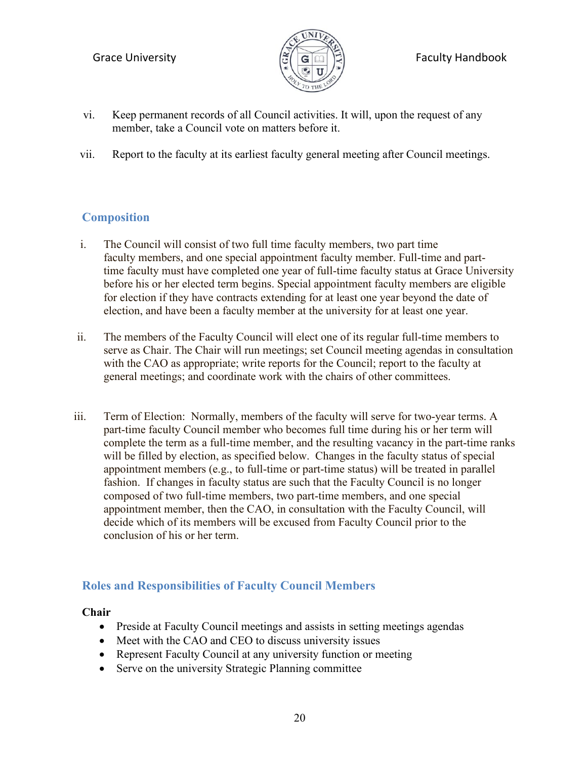vi. Keep permanent records of all Council activities. It will, upon the request of any member, take a Council vote on matters before it.

vii. Report to the faculty at its earliest faculty general meeting after Council meetings.

## Composition

i. The Council will consist of two full time faculty members, two part time faculty members, and one special appointment faculty member. Full-time and part-time faculty must have completed one year of full-time faculty status at Grace University before his or her elected term begins. Special appointment faculty members are eligible for election if they have contracts extending for at least one year beyond the date of election, and have been a faculty member at the university for at least one year.

ii. The members of the Faculty Council will elect one of its regular full-time members to serve as Chair. The Chair will run meetings; set Council meeting agendas in consultation with the CAO as appropriate; write reports for the Council; report to the faculty at general meetings; and coordinate work with the chairs of other committees.

iii. Term of Election: Normally, members of the faculty will serve for two-year terms. A part-time faculty Council member who becomes full time during his or her term will complete the term as a full-time member, and the resulting vacancy in the part-time ranks will be filled by election, as specified below. Changes in the faculty status of special appointment members (e.g., to full-time or part-time status) will be treated in parallel fashion. If changes in faculty status are such that the Faculty Council is no longer composed of two full-time members, two part-time members, and one special appointment member, then the CAO, in consultation with the Faculty Council, will decide which of its members will be excused from Faculty Council prior to the conclusion of his or her term.

## Roles and Responsibilities of Faculty Council Members

**Chair**

- Preside at Faculty Council meetings and assists in setting meetings agendas
- Meet with the CAO and CEO to discuss university issues
- Represent Faculty Council at any university function or meeting
- Serve on the university Strategic Planning committee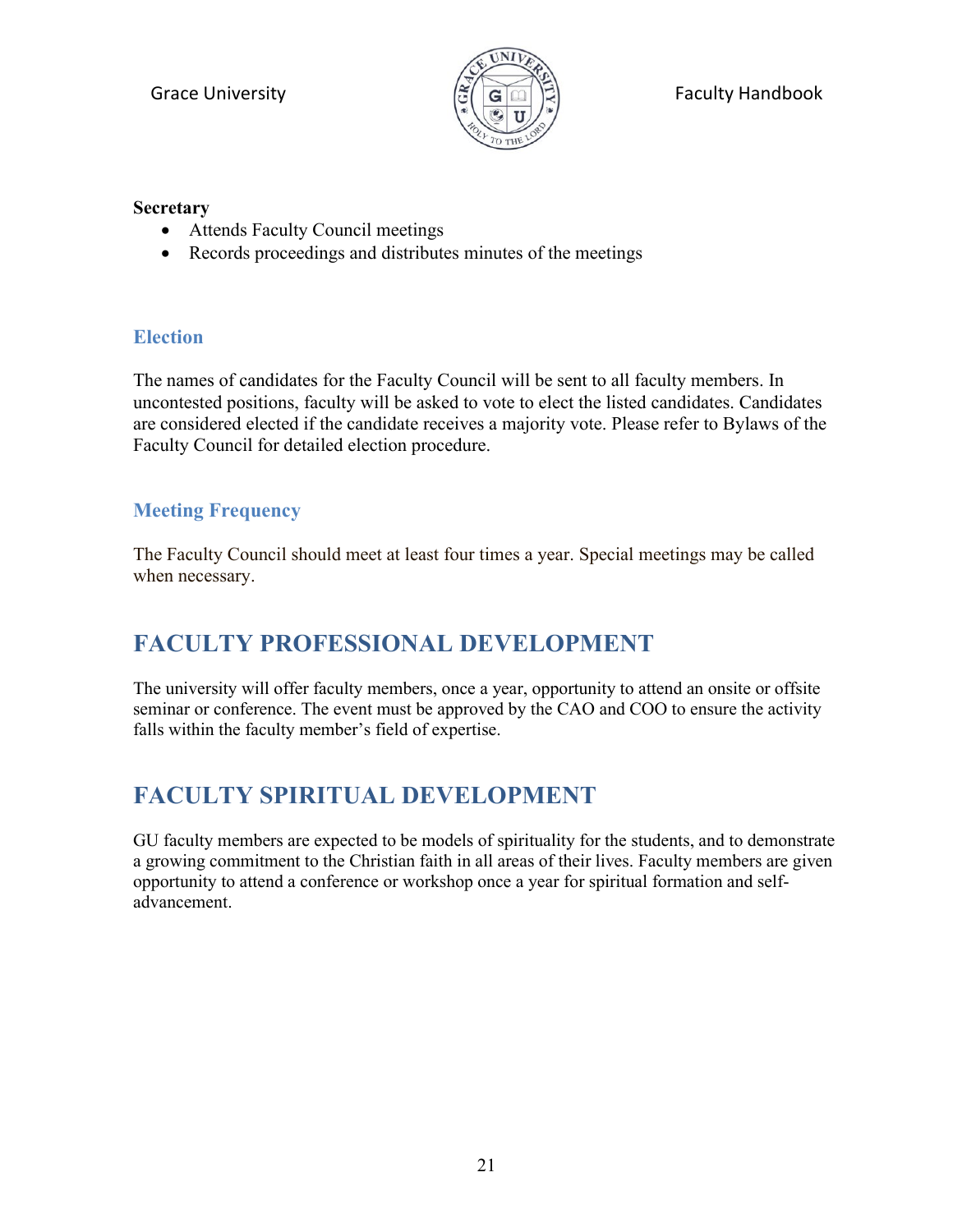**Secretary**

- Attends Faculty Council meetings
- Records proceedings and distributes minutes of the meetings

### Election

The names of candidates for the Faculty Council will be sent to all faculty members. In uncontested positions, faculty will be asked to vote to elect the listed candidates. Candidates are considered elected if the candidate receives a majority vote. Please refer to Bylaws of the Faculty Council for detailed election procedure.

### Meeting Frequency

The Faculty Council should meet at least four times a year. Special meetings may be called when necessary.

## FACULTY PROFESSIONAL DEVELOPMENT

The university will offer faculty members, once a year, opportunity to attend an onsite or offsite seminar or conference. The event must be approved by the CAO and COO to ensure the activity falls within the faculty member's field of expertise.

## FACULTY SPIRITUAL DEVELOPMENT

GU faculty members are expected to be models of spirituality for the students, and to demonstrate a growing commitment to the Christian faith in all areas of their lives. Faculty members are given opportunity to attend a conference or workshop once a year for spiritual formation and self-advancement.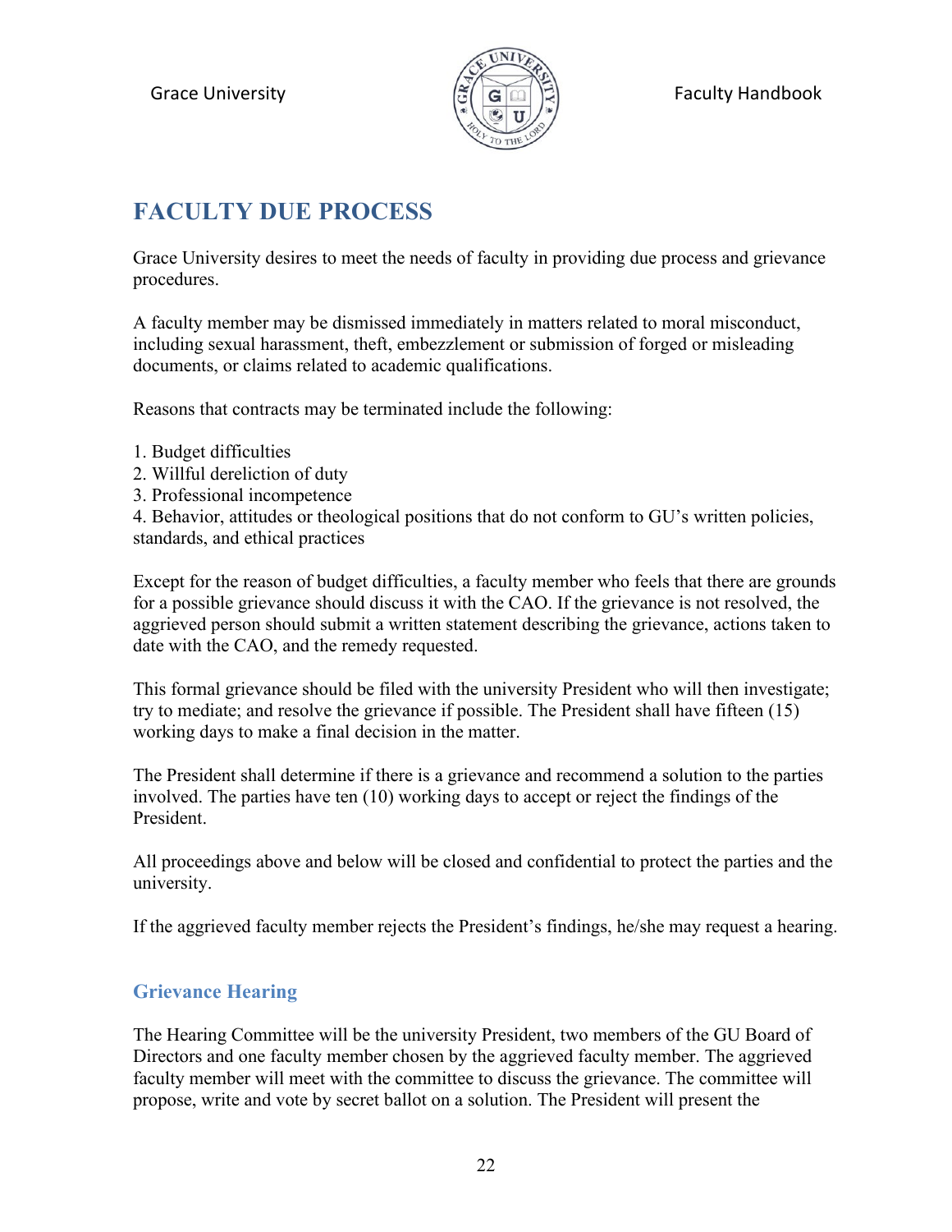# FACULTY DUE PROCESS

Grace University desires to meet the needs of faculty in providing due process and grievance procedures.

A faculty member may be dismissed immediately in matters related to moral misconduct, including sexual harassment, theft, embezzlement or submission of forged or misleading documents, or claims related to academic qualifications.

Reasons that contracts may be terminated include the following:

1. Budget difficulties
2. Willful dereliction of duty
3. Professional incompetence
4. Behavior, attitudes or theological positions that do not conform to GU's written policies, standards, and ethical practices

Except for the reason of budget difficulties, a faculty member who feels that there are grounds for a possible grievance should discuss it with the CAO. If the grievance is not resolved, the aggrieved person should submit a written statement describing the grievance, actions taken to date with the CAO, and the remedy requested.

This formal grievance should be filed with the university President who will then investigate; try to mediate; and resolve the grievance if possible. The President shall have fifteen (15) working days to make a final decision in the matter.

The President shall determine if there is a grievance and recommend a solution to the parties involved. The parties have ten (10) working days to accept or reject the findings of the President.

All proceedings above and below will be closed and confidential to protect the parties and the university.

If the aggrieved faculty member rejects the President's findings, he/she may request a hearing.

## Grievance Hearing

The Hearing Committee will be the university President, two members of the GU Board of Directors and one faculty member chosen by the aggrieved faculty member. The aggrieved faculty member will meet with the committee to discuss the grievance. The committee will propose, write and vote by secret ballot on a solution. The President will present the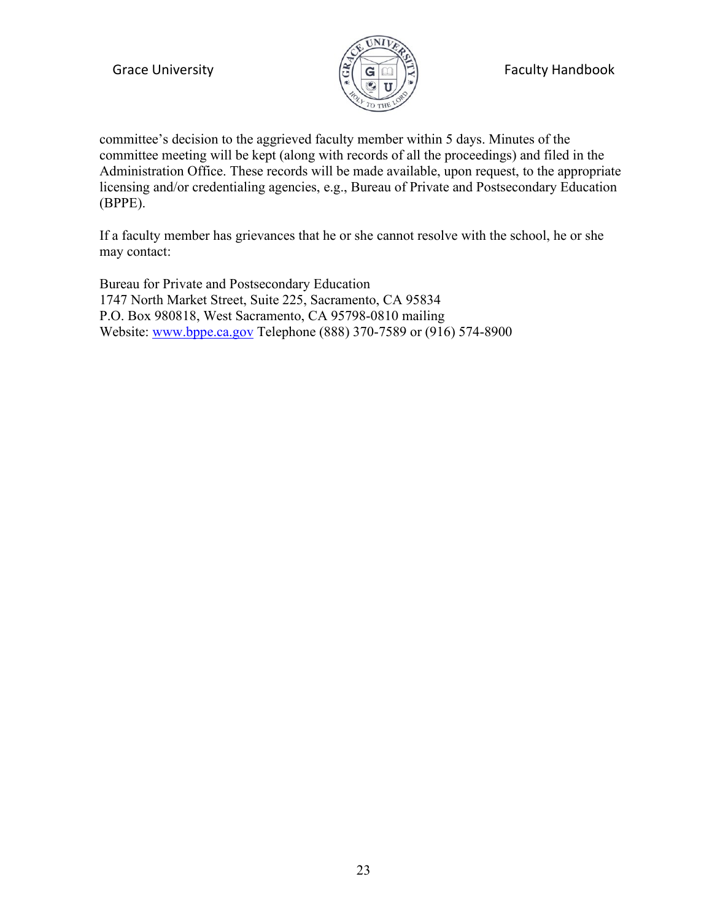committee's decision to the aggrieved faculty member within 5 days. Minutes of the committee meeting will be kept (along with records of all the proceedings) and filed in the Administration Office. These records will be made available, upon request, to the appropriate licensing and/or credentialing agencies, e.g., Bureau of Private and Postsecondary Education (BPPE).

If a faculty member has grievances that he or she cannot resolve with the school, he or she may contact:

Bureau for Private and Postsecondary Education
1747 North Market Street, Suite 225, Sacramento, CA 95834
P.O. Box 980818, West Sacramento, CA 95798-0810 mailing
Website: www.bppe.ca.gov Telephone (888) 370-7589 or (916) 574-8900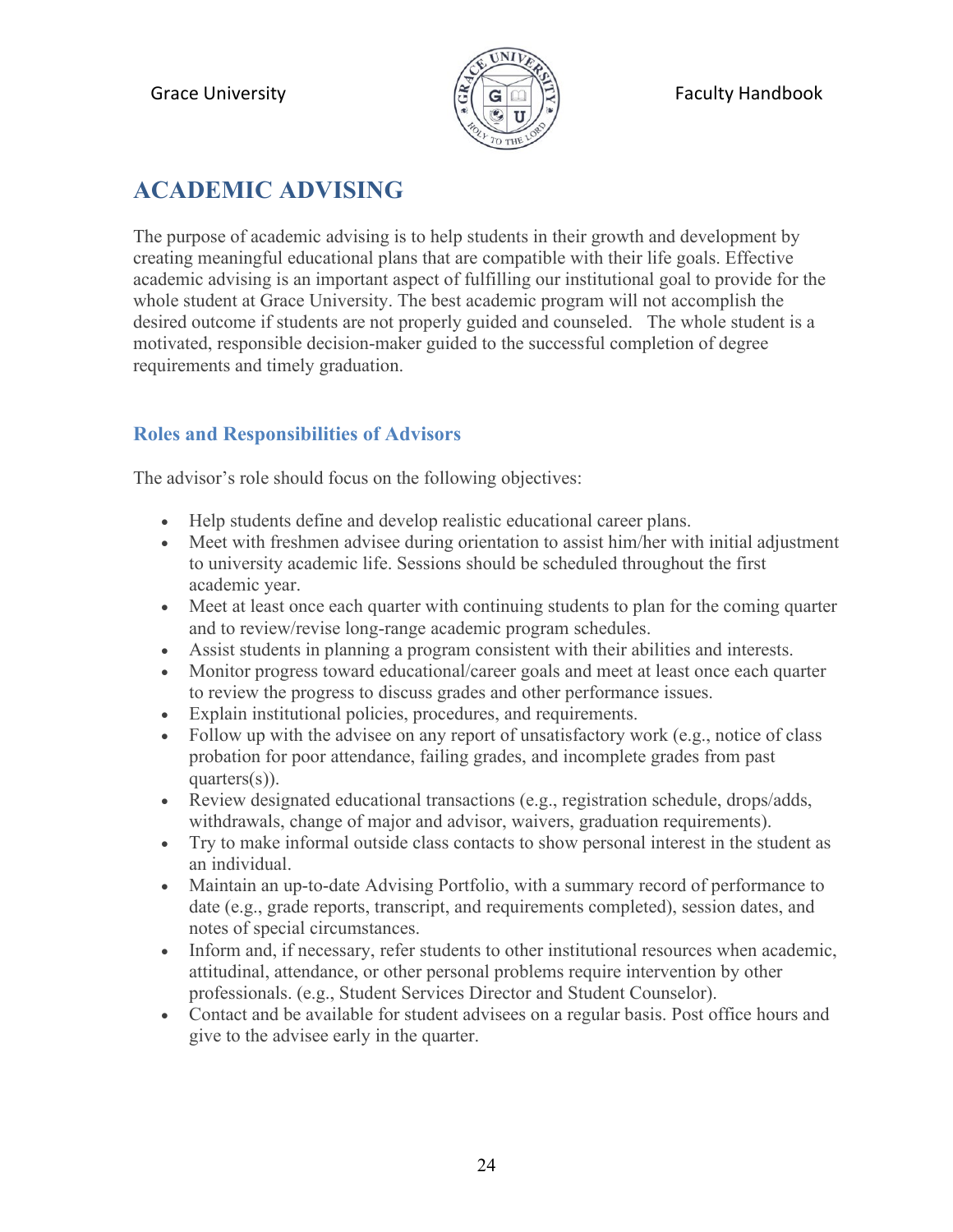# ACADEMIC ADVISING

The purpose of academic advising is to help students in their growth and development by creating meaningful educational plans that are compatible with their life goals. Effective academic advising is an important aspect of fulfilling our institutional goal to provide for the whole student at Grace University. The best academic program will not accomplish the desired outcome if students are not properly guided and counseled. The whole student is a motivated, responsible decision-maker guided to the successful completion of degree requirements and timely graduation.

## Roles and Responsibilities of Advisors

The advisor's role should focus on the following objectives:

- Help students define and develop realistic educational career plans.
- Meet with freshmen advisee during orientation to assist him/her with initial adjustment to university academic life. Sessions should be scheduled throughout the first academic year.
- Meet at least once each quarter with continuing students to plan for the coming quarter and to review/revise long-range academic program schedules.
- Assist students in planning a program consistent with their abilities and interests.
- Monitor progress toward educational/career goals and meet at least once each quarter to review the progress to discuss grades and other performance issues.
- Explain institutional policies, procedures, and requirements.
- Follow up with the advisee on any report of unsatisfactory work (e.g., notice of class probation for poor attendance, failing grades, and incomplete grades from past quarters(s)).
- Review designated educational transactions (e.g., registration schedule, drops/adds, withdrawals, change of major and advisor, waivers, graduation requirements).
- Try to make informal outside class contacts to show personal interest in the student as an individual.
- Maintain an up-to-date Advising Portfolio, with a summary record of performance to date (e.g., grade reports, transcript, and requirements completed), session dates, and notes of special circumstances.
- Inform and, if necessary, refer students to other institutional resources when academic, attitudinal, attendance, or other personal problems require intervention by other professionals. (e.g., Student Services Director and Student Counselor).
- Contact and be available for student advisees on a regular basis. Post office hours and give to the advisee early in the quarter.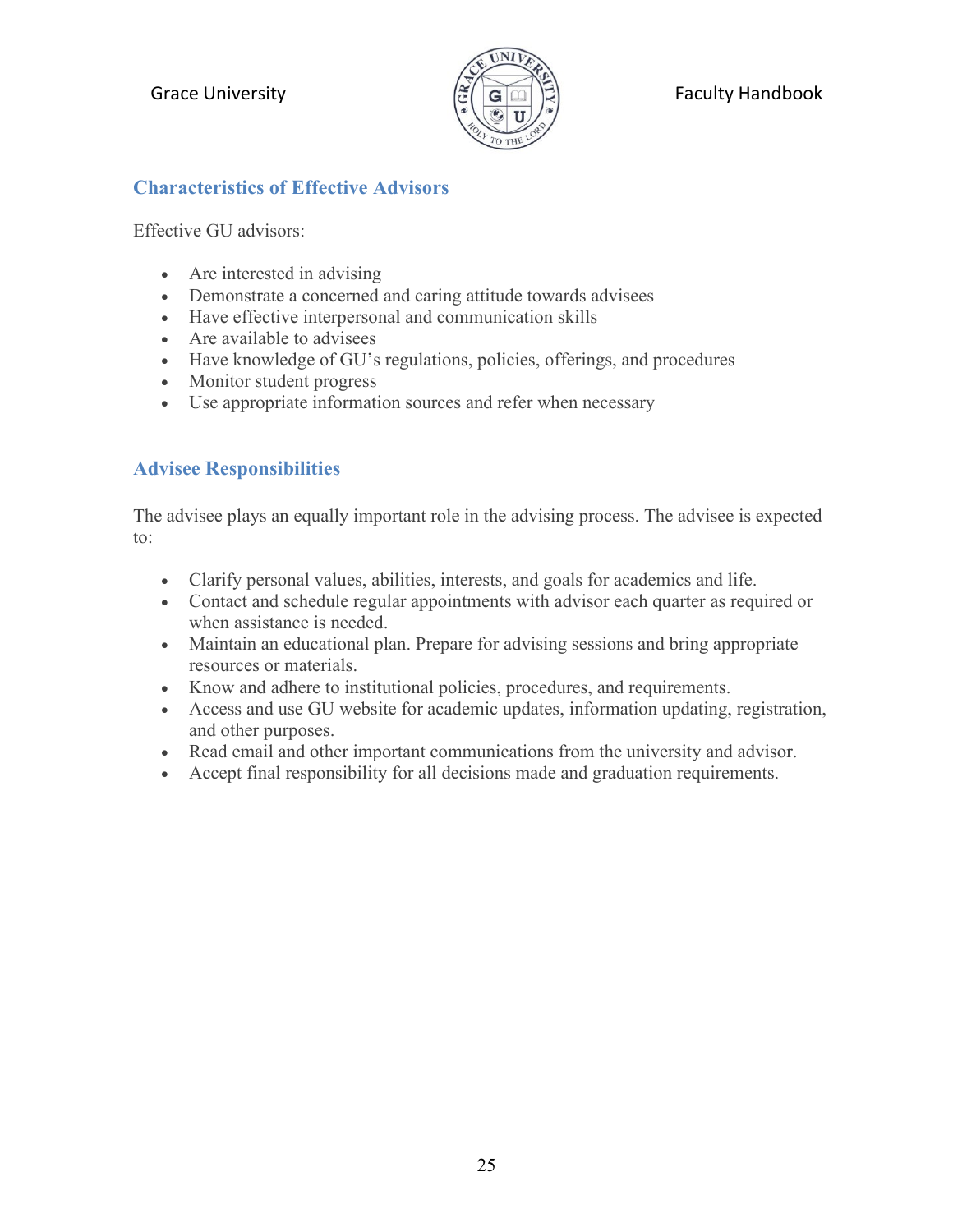## Characteristics of Effective Advisors

Effective GU advisors:

- Are interested in advising
- Demonstrate a concerned and caring attitude towards advisees
- Have effective interpersonal and communication skills
- Are available to advisees
- Have knowledge of GU's regulations, policies, offerings, and procedures
- Monitor student progress
- Use appropriate information sources and refer when necessary

## Advisee Responsibilities

The advisee plays an equally important role in the advising process. The advisee is expected to:

- Clarify personal values, abilities, interests, and goals for academics and life.
- Contact and schedule regular appointments with advisor each quarter as required or when assistance is needed.
- Maintain an educational plan. Prepare for advising sessions and bring appropriate resources or materials.
- Know and adhere to institutional policies, procedures, and requirements.
- Access and use GU website for academic updates, information updating, registration, and other purposes.
- Read email and other important communications from the university and advisor.
- Accept final responsibility for all decisions made and graduation requirements.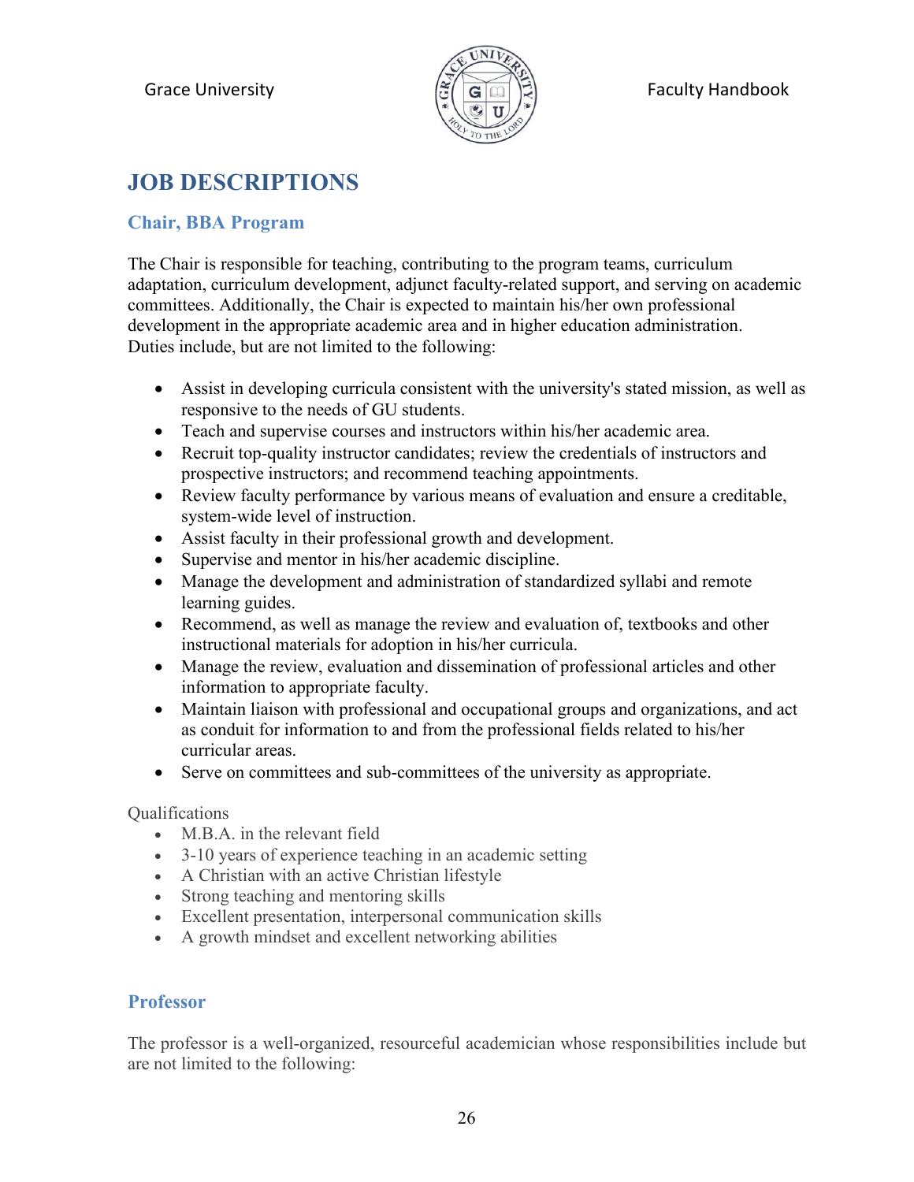# JOB DESCRIPTIONS

## Chair, BBA Program

The Chair is responsible for teaching, contributing to the program teams, curriculum adaptation, curriculum development, adjunct faculty-related support, and serving on academic committees. Additionally, the Chair is expected to maintain his/her own professional development in the appropriate academic area and in higher education administration. Duties include, but are not limited to the following:

- Assist in developing curricula consistent with the university's stated mission, as well as responsive to the needs of GU students.
- Teach and supervise courses and instructors within his/her academic area.
- Recruit top-quality instructor candidates; review the credentials of instructors and prospective instructors; and recommend teaching appointments.
- Review faculty performance by various means of evaluation and ensure a creditable, system-wide level of instruction.
- Assist faculty in their professional growth and development.
- Supervise and mentor in his/her academic discipline.
- Manage the development and administration of standardized syllabi and remote learning guides.
- Recommend, as well as manage the review and evaluation of, textbooks and other instructional materials for adoption in his/her curricula.
- Manage the review, evaluation and dissemination of professional articles and other information to appropriate faculty.
- Maintain liaison with professional and occupational groups and organizations, and act as conduit for information to and from the professional fields related to his/her curricular areas.
- Serve on committees and sub-committees of the university as appropriate.

Qualifications

- M.B.A. in the relevant field
- 3-10 years of experience teaching in an academic setting
- A Christian with an active Christian lifestyle
- Strong teaching and mentoring skills
- Excellent presentation, interpersonal communication skills
- A growth mindset and excellent networking abilities

## Professor

The professor is a well-organized, resourceful academician whose responsibilities include but are not limited to the following: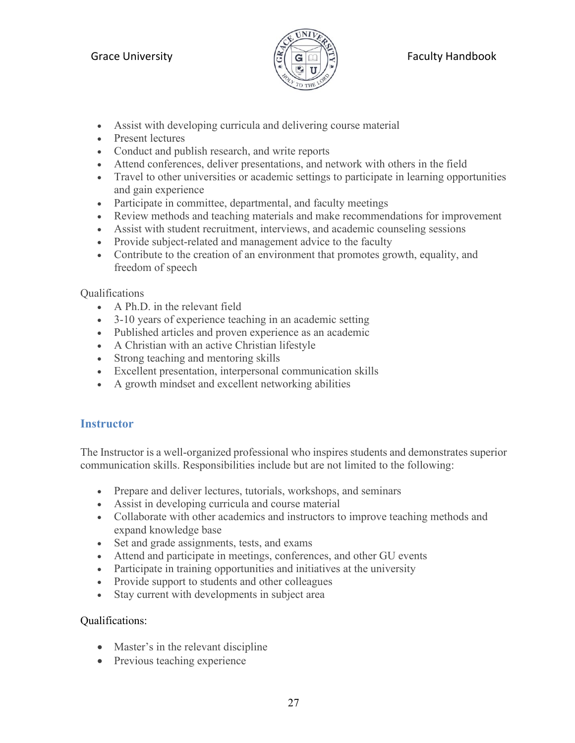- Assist with developing curricula and delivering course material
- Present lectures
- Conduct and publish research, and write reports
- Attend conferences, deliver presentations, and network with others in the field
- Travel to other universities or academic settings to participate in learning opportunities and gain experience
- Participate in committee, departmental, and faculty meetings
- Review methods and teaching materials and make recommendations for improvement
- Assist with student recruitment, interviews, and academic counseling sessions
- Provide subject-related and management advice to the faculty
- Contribute to the creation of an environment that promotes growth, equality, and freedom of speech

Qualifications

- A Ph.D. in the relevant field
- 3-10 years of experience teaching in an academic setting
- Published articles and proven experience as an academic
- A Christian with an active Christian lifestyle
- Strong teaching and mentoring skills
- Excellent presentation, interpersonal communication skills
- A growth mindset and excellent networking abilities

## Instructor

The Instructor is a well-organized professional who inspires students and demonstrates superior communication skills. Responsibilities include but are not limited to the following:

- Prepare and deliver lectures, tutorials, workshops, and seminars
- Assist in developing curricula and course material
- Collaborate with other academics and instructors to improve teaching methods and expand knowledge base
- Set and grade assignments, tests, and exams
- Attend and participate in meetings, conferences, and other GU events
- Participate in training opportunities and initiatives at the university
- Provide support to students and other colleagues
- Stay current with developments in subject area

Qualifications:

- Master's in the relevant discipline
- Previous teaching experience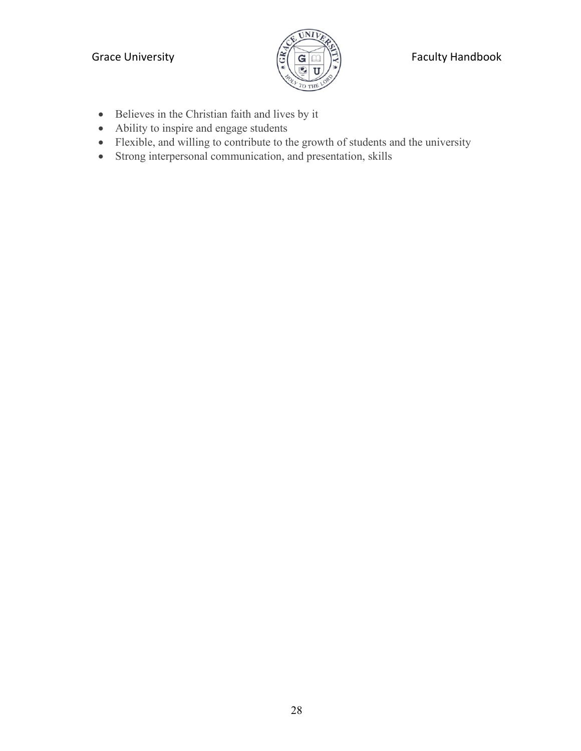- Believes in the Christian faith and lives by it
- Ability to inspire and engage students
- Flexible, and willing to contribute to the growth of students and the university
- Strong interpersonal communication, and presentation, skills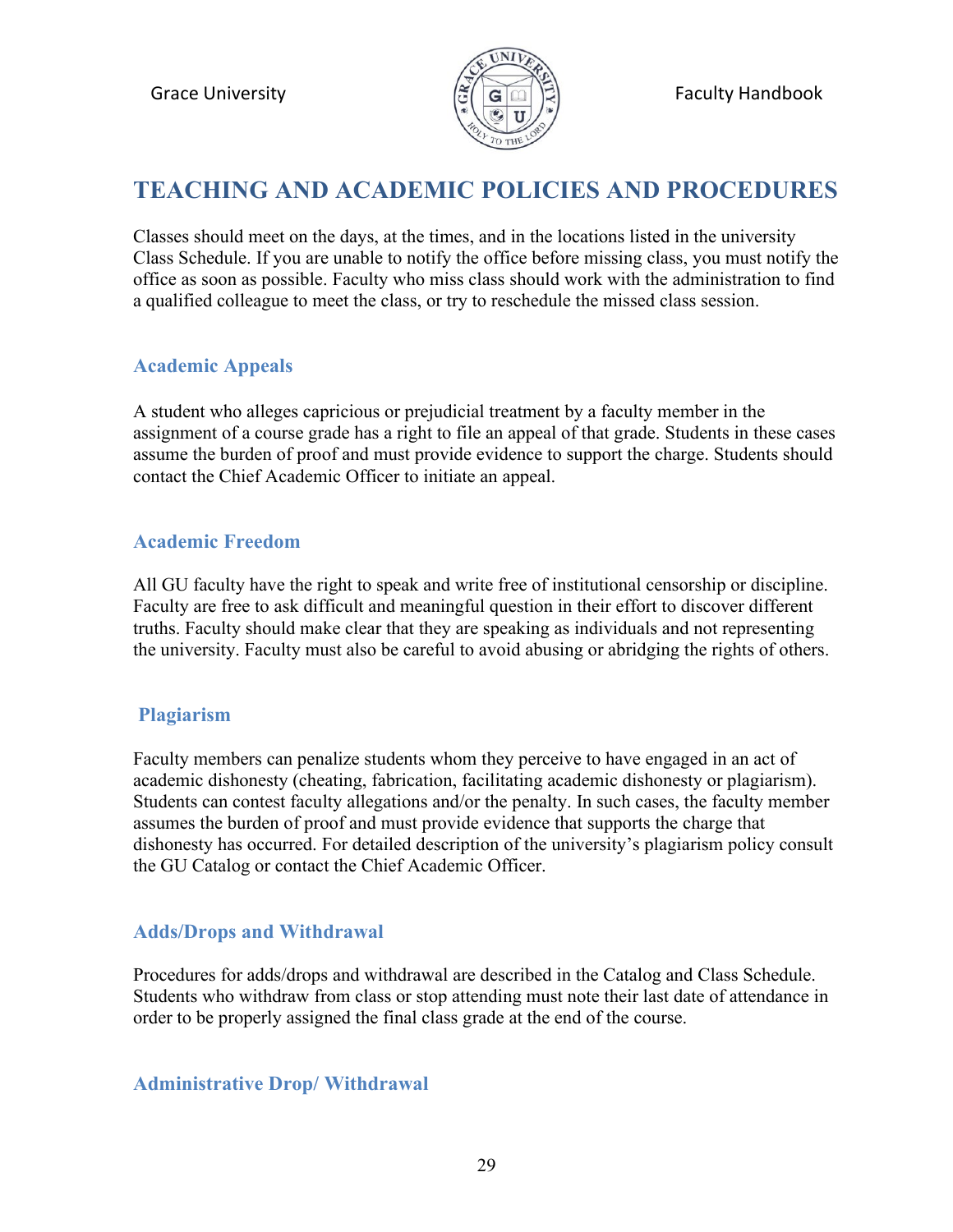# TEACHING AND ACADEMIC POLICIES AND PROCEDURES

Classes should meet on the days, at the times, and in the locations listed in the university Class Schedule. If you are unable to notify the office before missing class, you must notify the office as soon as possible. Faculty who miss class should work with the administration to find a qualified colleague to meet the class, or try to reschedule the missed class session.

## Academic Appeals

A student who alleges capricious or prejudicial treatment by a faculty member in the assignment of a course grade has a right to file an appeal of that grade. Students in these cases assume the burden of proof and must provide evidence to support the charge. Students should contact the Chief Academic Officer to initiate an appeal.

## Academic Freedom

All GU faculty have the right to speak and write free of institutional censorship or discipline. Faculty are free to ask difficult and meaningful question in their effort to discover different truths. Faculty should make clear that they are speaking as individuals and not representing the university. Faculty must also be careful to avoid abusing or abridging the rights of others.

## Plagiarism

Faculty members can penalize students whom they perceive to have engaged in an act of academic dishonesty (cheating, fabrication, facilitating academic dishonesty or plagiarism). Students can contest faculty allegations and/or the penalty. In such cases, the faculty member assumes the burden of proof and must provide evidence that supports the charge that dishonesty has occurred. For detailed description of the university's plagiarism policy consult the GU Catalog or contact the Chief Academic Officer.

## Adds/Drops and Withdrawal

Procedures for adds/drops and withdrawal are described in the Catalog and Class Schedule. Students who withdraw from class or stop attending must note their last date of attendance in order to be properly assigned the final class grade at the end of the course.

## Administrative Drop/ Withdrawal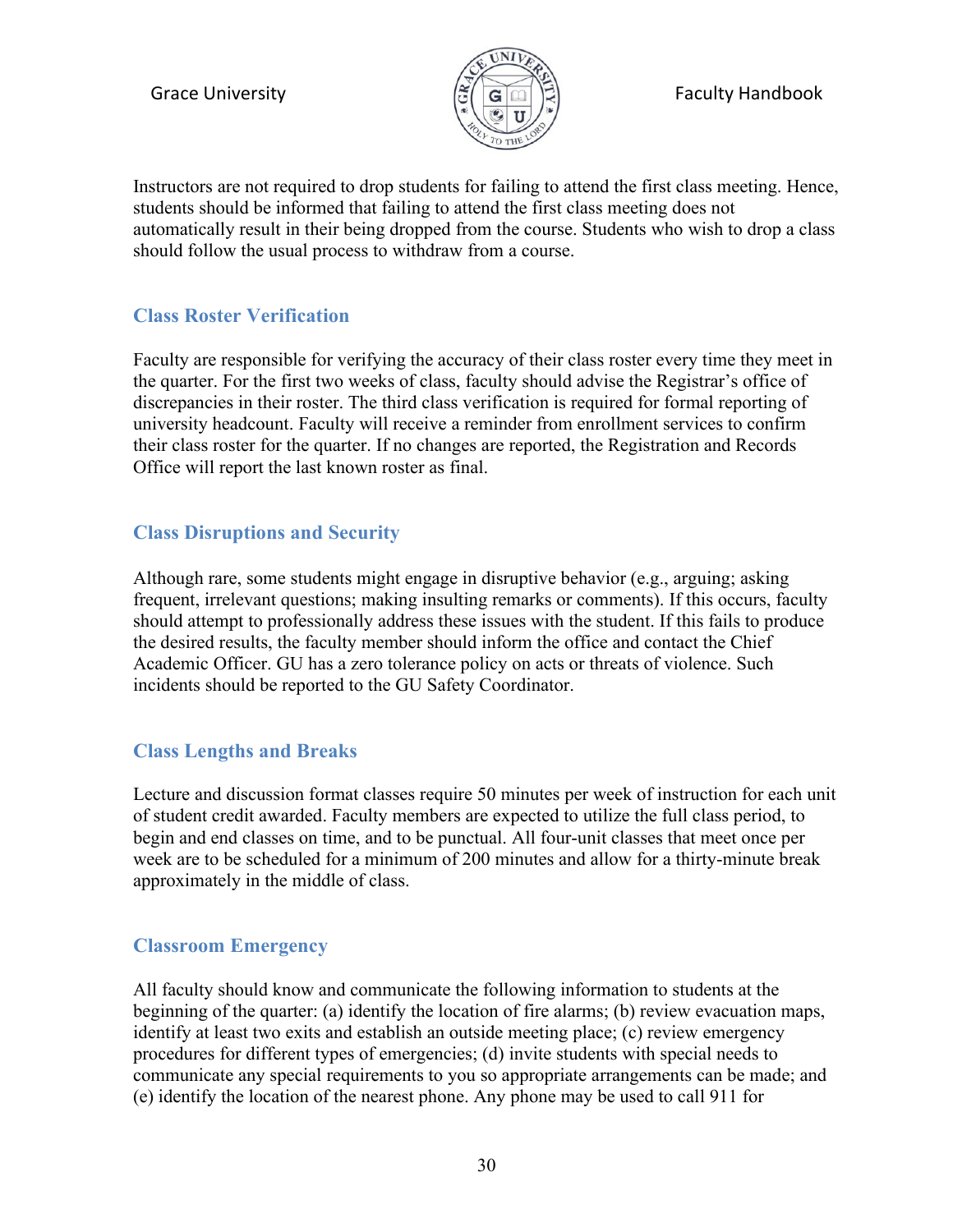Instructors are not required to drop students for failing to attend the first class meeting. Hence, students should be informed that failing to attend the first class meeting does not automatically result in their being dropped from the course. Students who wish to drop a class should follow the usual process to withdraw from a course.

## Class Roster Verification

Faculty are responsible for verifying the accuracy of their class roster every time they meet in the quarter. For the first two weeks of class, faculty should advise the Registrar's office of discrepancies in their roster. The third class verification is required for formal reporting of university headcount. Faculty will receive a reminder from enrollment services to confirm their class roster for the quarter. If no changes are reported, the Registration and Records Office will report the last known roster as final.

## Class Disruptions and Security

Although rare, some students might engage in disruptive behavior (e.g., arguing; asking frequent, irrelevant questions; making insulting remarks or comments). If this occurs, faculty should attempt to professionally address these issues with the student. If this fails to produce the desired results, the faculty member should inform the office and contact the Chief Academic Officer. GU has a zero tolerance policy on acts or threats of violence. Such incidents should be reported to the GU Safety Coordinator.

## Class Lengths and Breaks

Lecture and discussion format classes require 50 minutes per week of instruction for each unit of student credit awarded. Faculty members are expected to utilize the full class period, to begin and end classes on time, and to be punctual. All four-unit classes that meet once per week are to be scheduled for a minimum of 200 minutes and allow for a thirty-minute break approximately in the middle of class.

## Classroom Emergency

All faculty should know and communicate the following information to students at the beginning of the quarter: (a) identify the location of fire alarms; (b) review evacuation maps, identify at least two exits and establish an outside meeting place; (c) review emergency procedures for different types of emergencies; (d) invite students with special needs to communicate any special requirements to you so appropriate arrangements can be made; and (e) identify the location of the nearest phone. Any phone may be used to call 911 for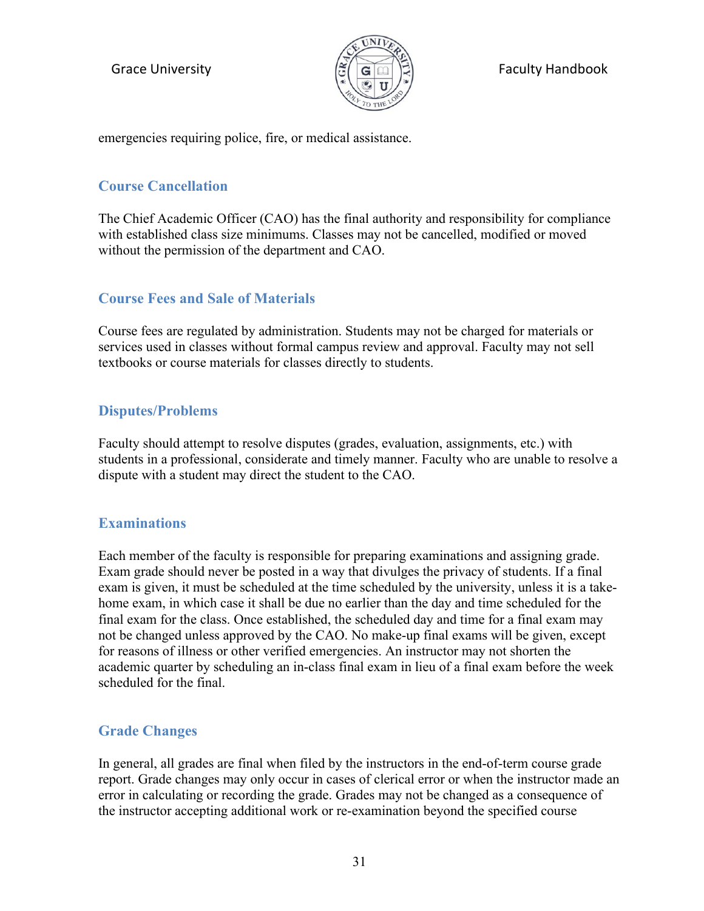emergencies requiring police, fire, or medical assistance.

## Course Cancellation

The Chief Academic Officer (CAO) has the final authority and responsibility for compliance with established class size minimums. Classes may not be cancelled, modified or moved without the permission of the department and CAO.

## Course Fees and Sale of Materials

Course fees are regulated by administration. Students may not be charged for materials or services used in classes without formal campus review and approval. Faculty may not sell textbooks or course materials for classes directly to students.

## Disputes/Problems

Faculty should attempt to resolve disputes (grades, evaluation, assignments, etc.) with students in a professional, considerate and timely manner. Faculty who are unable to resolve a dispute with a student may direct the student to the CAO.

## Examinations

Each member of the faculty is responsible for preparing examinations and assigning grade. Exam grade should never be posted in a way that divulges the privacy of students. If a final exam is given, it must be scheduled at the time scheduled by the university, unless it is a take-home exam, in which case it shall be due no earlier than the day and time scheduled for the final exam for the class. Once established, the scheduled day and time for a final exam may not be changed unless approved by the CAO. No make-up final exams will be given, except for reasons of illness or other verified emergencies. An instructor may not shorten the academic quarter by scheduling an in-class final exam in lieu of a final exam before the week scheduled for the final.

## Grade Changes

In general, all grades are final when filed by the instructors in the end-of-term course grade report. Grade changes may only occur in cases of clerical error or when the instructor made an error in calculating or recording the grade. Grades may not be changed as a consequence of the instructor accepting additional work or re-examination beyond the specified course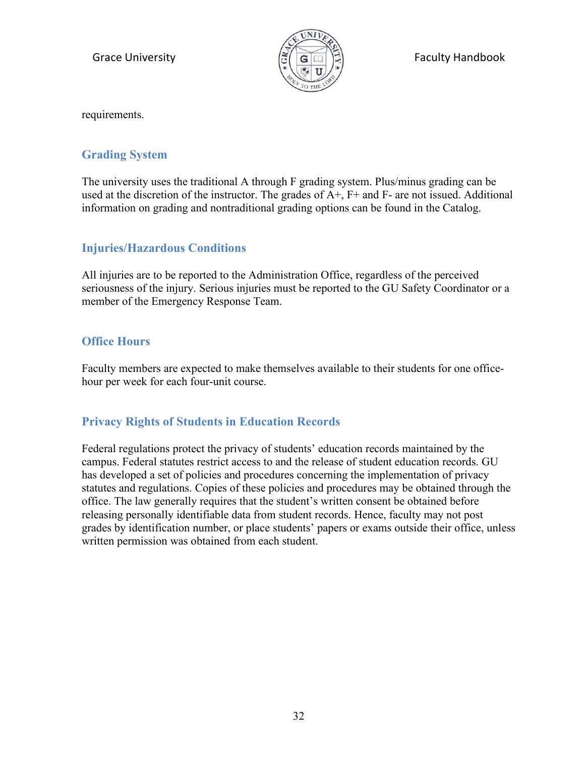requirements.

## Grading System

The university uses the traditional A through F grading system. Plus/minus grading can be used at the discretion of the instructor. The grades of A+, F+ and F- are not issued. Additional information on grading and nontraditional grading options can be found in the Catalog.

## Injuries/Hazardous Conditions

All injuries are to be reported to the Administration Office, regardless of the perceived seriousness of the injury. Serious injuries must be reported to the GU Safety Coordinator or a member of the Emergency Response Team.

## Office Hours

Faculty members are expected to make themselves available to their students for one office-hour per week for each four-unit course.

## Privacy Rights of Students in Education Records

Federal regulations protect the privacy of students' education records maintained by the campus. Federal statutes restrict access to and the release of student education records. GU has developed a set of policies and procedures concerning the implementation of privacy statutes and regulations. Copies of these policies and procedures may be obtained through the office. The law generally requires that the student's written consent be obtained before releasing personally identifiable data from student records. Hence, faculty may not post grades by identification number, or place students' papers or exams outside their office, unless written permission was obtained from each student.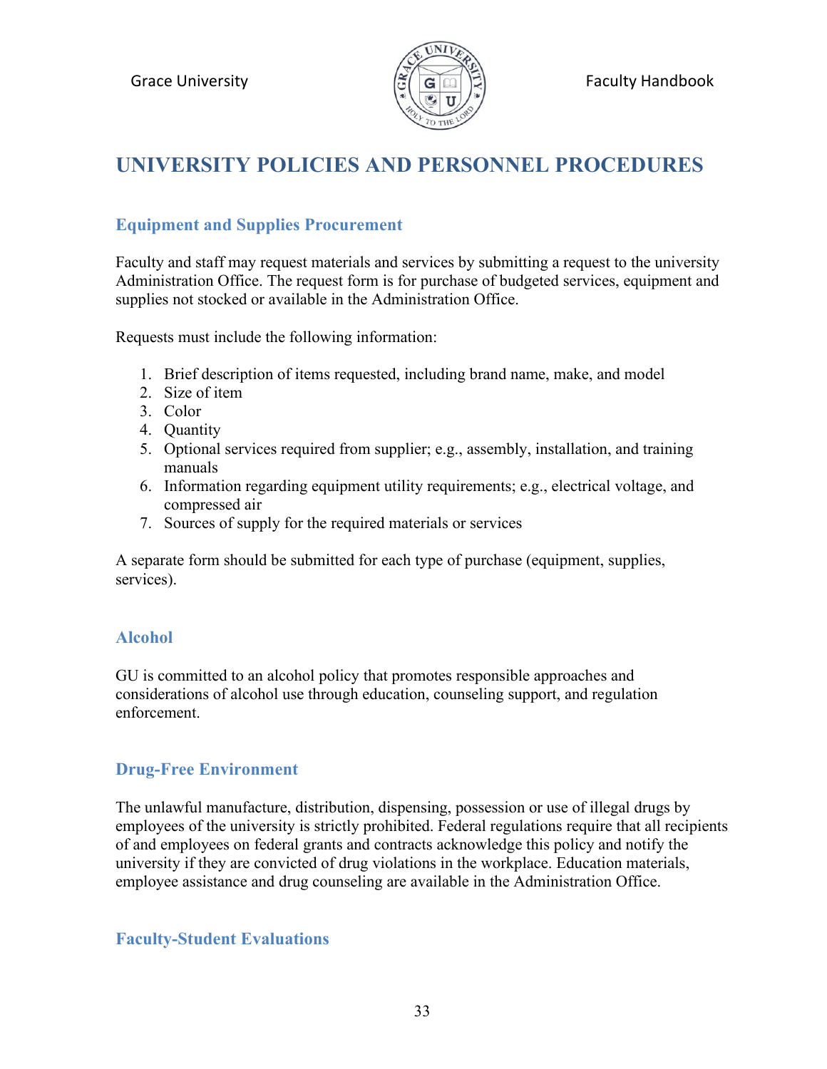# UNIVERSITY POLICIES AND PERSONNEL PROCEDURES

## Equipment and Supplies Procurement

Faculty and staff may request materials and services by submitting a request to the university Administration Office. The request form is for purchase of budgeted services, equipment and supplies not stocked or available in the Administration Office.

Requests must include the following information:

1. Brief description of items requested, including brand name, make, and model
2. Size of item
3. Color
4. Quantity
5. Optional services required from supplier; e.g., assembly, installation, and training manuals
6. Information regarding equipment utility requirements; e.g., electrical voltage, and compressed air
7. Sources of supply for the required materials or services

A separate form should be submitted for each type of purchase (equipment, supplies, services).

## Alcohol

GU is committed to an alcohol policy that promotes responsible approaches and considerations of alcohol use through education, counseling support, and regulation enforcement.

## Drug-Free Environment

The unlawful manufacture, distribution, dispensing, possession or use of illegal drugs by employees of the university is strictly prohibited. Federal regulations require that all recipients of and employees on federal grants and contracts acknowledge this policy and notify the university if they are convicted of drug violations in the workplace. Education materials, employee assistance and drug counseling are available in the Administration Office.

## Faculty-Student Evaluations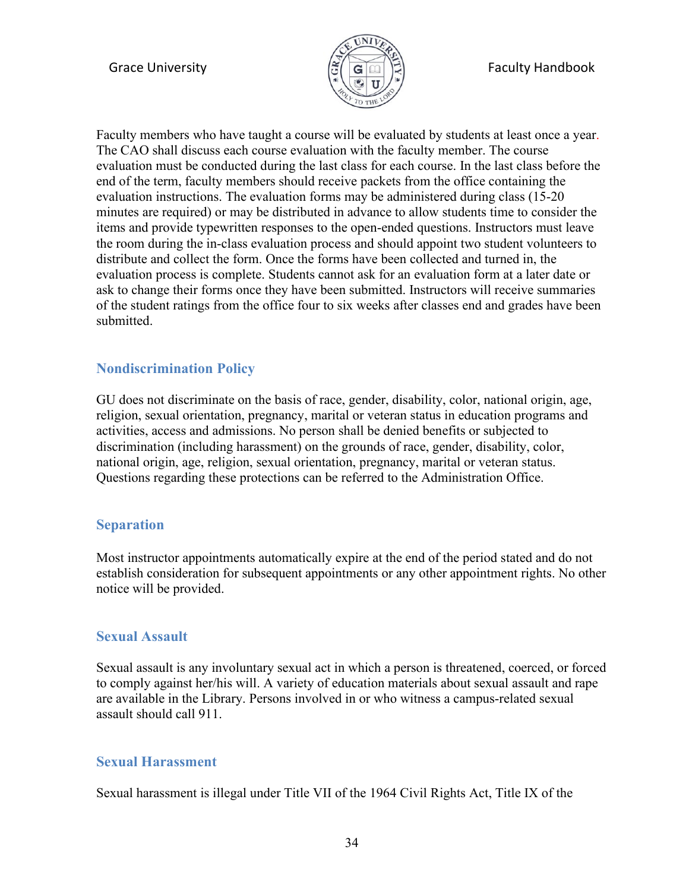Faculty members who have taught a course will be evaluated by students at least once a year. The CAO shall discuss each course evaluation with the faculty member. The course evaluation must be conducted during the last class for each course. In the last class before the end of the term, faculty members should receive packets from the office containing the evaluation instructions. The evaluation forms may be administered during class (15-20 minutes are required) or may be distributed in advance to allow students time to consider the items and provide typewritten responses to the open-ended questions. Instructors must leave the room during the in-class evaluation process and should appoint two student volunteers to distribute and collect the form. Once the forms have been collected and turned in, the evaluation process is complete. Students cannot ask for an evaluation form at a later date or ask to change their forms once they have been submitted. Instructors will receive summaries of the student ratings from the office four to six weeks after classes end and grades have been submitted.

## Nondiscrimination Policy

GU does not discriminate on the basis of race, gender, disability, color, national origin, age, religion, sexual orientation, pregnancy, marital or veteran status in education programs and activities, access and admissions. No person shall be denied benefits or subjected to discrimination (including harassment) on the grounds of race, gender, disability, color, national origin, age, religion, sexual orientation, pregnancy, marital or veteran status. Questions regarding these protections can be referred to the Administration Office.

## Separation

Most instructor appointments automatically expire at the end of the period stated and do not establish consideration for subsequent appointments or any other appointment rights. No other notice will be provided.

## Sexual Assault

Sexual assault is any involuntary sexual act in which a person is threatened, coerced, or forced to comply against her/his will. A variety of education materials about sexual assault and rape are available in the Library. Persons involved in or who witness a campus-related sexual assault should call 911.

## Sexual Harassment

Sexual harassment is illegal under Title VII of the 1964 Civil Rights Act, Title IX of the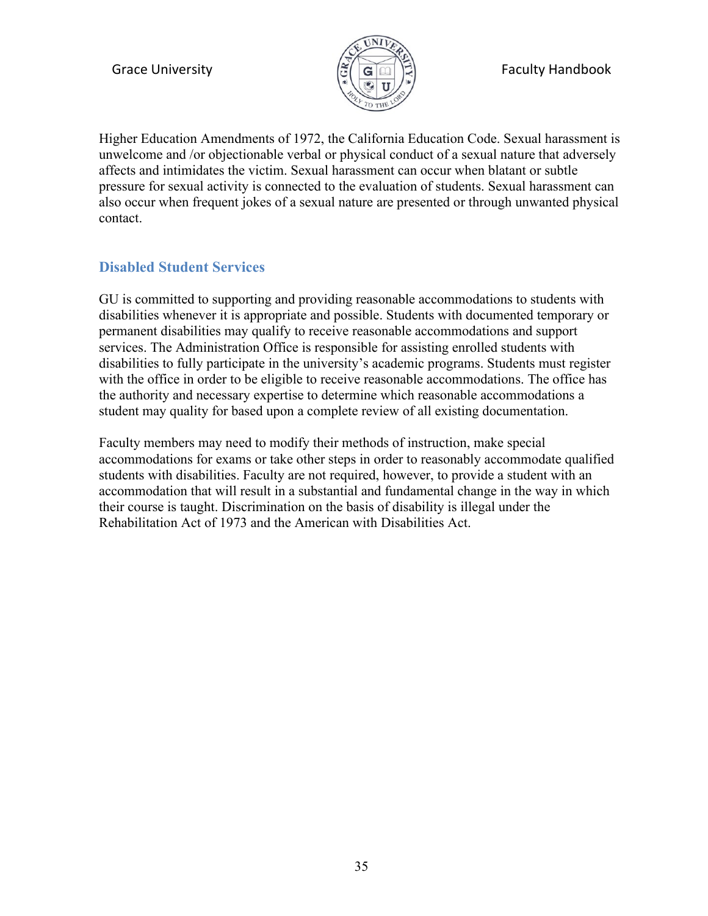Higher Education Amendments of 1972, the California Education Code. Sexual harassment is unwelcome and /or objectionable verbal or physical conduct of a sexual nature that adversely affects and intimidates the victim. Sexual harassment can occur when blatant or subtle pressure for sexual activity is connected to the evaluation of students. Sexual harassment can also occur when frequent jokes of a sexual nature are presented or through unwanted physical contact.

## Disabled Student Services

GU is committed to supporting and providing reasonable accommodations to students with disabilities whenever it is appropriate and possible. Students with documented temporary or permanent disabilities may qualify to receive reasonable accommodations and support services. The Administration Office is responsible for assisting enrolled students with disabilities to fully participate in the university's academic programs. Students must register with the office in order to be eligible to receive reasonable accommodations. The office has the authority and necessary expertise to determine which reasonable accommodations a student may quality for based upon a complete review of all existing documentation.

Faculty members may need to modify their methods of instruction, make special accommodations for exams or take other steps in order to reasonably accommodate qualified students with disabilities. Faculty are not required, however, to provide a student with an accommodation that will result in a substantial and fundamental change in the way in which their course is taught. Discrimination on the basis of disability is illegal under the Rehabilitation Act of 1973 and the American with Disabilities Act.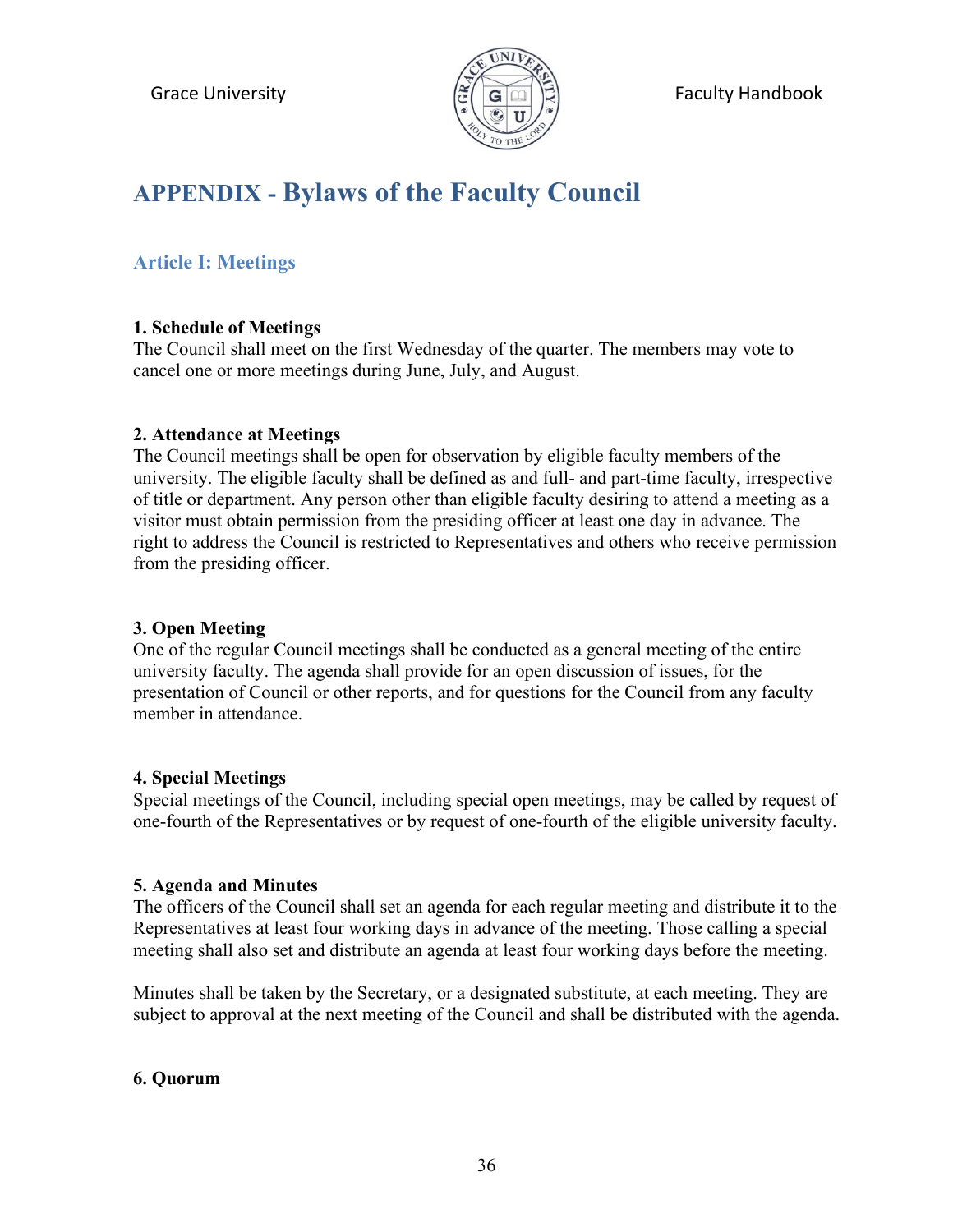# APPENDIX - Bylaws of the Faculty Council

## Article I: Meetings

**1. Schedule of Meetings**
The Council shall meet on the first Wednesday of the quarter. The members may vote to cancel one or more meetings during June, July, and August.

**2. Attendance at Meetings**
The Council meetings shall be open for observation by eligible faculty members of the university. The eligible faculty shall be defined as and full- and part-time faculty, irrespective of title or department. Any person other than eligible faculty desiring to attend a meeting as a visitor must obtain permission from the presiding officer at least one day in advance. The right to address the Council is restricted to Representatives and others who receive permission from the presiding officer.

**3. Open Meeting**
One of the regular Council meetings shall be conducted as a general meeting of the entire university faculty. The agenda shall provide for an open discussion of issues, for the presentation of Council or other reports, and for questions for the Council from any faculty member in attendance.

**4. Special Meetings**
Special meetings of the Council, including special open meetings, may be called by request of one-fourth of the Representatives or by request of one-fourth of the eligible university faculty.

**5. Agenda and Minutes**
The officers of the Council shall set an agenda for each regular meeting and distribute it to the Representatives at least four working days in advance of the meeting. Those calling a special meeting shall also set and distribute an agenda at least four working days before the meeting.

Minutes shall be taken by the Secretary, or a designated substitute, at each meeting. They are subject to approval at the next meeting of the Council and shall be distributed with the agenda.

**6. Quorum**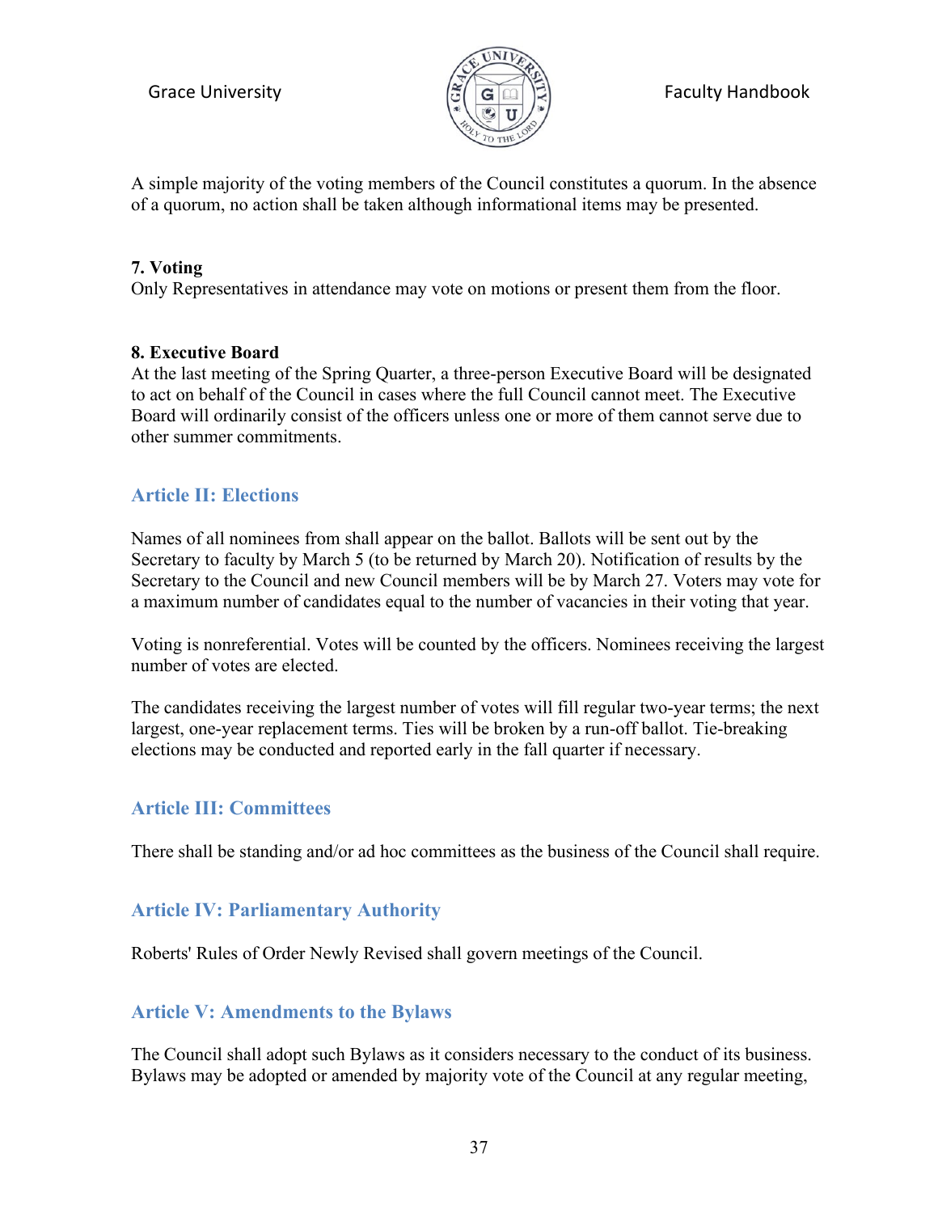A simple majority of the voting members of the Council constitutes a quorum. In the absence of a quorum, no action shall be taken although informational items may be presented.

**7. Voting**
Only Representatives in attendance may vote on motions or present them from the floor.

**8. Executive Board**
At the last meeting of the Spring Quarter, a three-person Executive Board will be designated to act on behalf of the Council in cases where the full Council cannot meet. The Executive Board will ordinarily consist of the officers unless one or more of them cannot serve due to other summer commitments.

## Article II: Elections

Names of all nominees from shall appear on the ballot. Ballots will be sent out by the Secretary to faculty by March 5 (to be returned by March 20). Notification of results by the Secretary to the Council and new Council members will be by March 27. Voters may vote for a maximum number of candidates equal to the number of vacancies in their voting that year.

Voting is nonreferential. Votes will be counted by the officers. Nominees receiving the largest number of votes are elected.

The candidates receiving the largest number of votes will fill regular two-year terms; the next largest, one-year replacement terms. Ties will be broken by a run-off ballot. Tie-breaking elections may be conducted and reported early in the fall quarter if necessary.

## Article III: Committees

There shall be standing and/or ad hoc committees as the business of the Council shall require.

## Article IV: Parliamentary Authority

Roberts' Rules of Order Newly Revised shall govern meetings of the Council.

## Article V: Amendments to the Bylaws

The Council shall adopt such Bylaws as it considers necessary to the conduct of its business. Bylaws may be adopted or amended by majority vote of the Council at any regular meeting,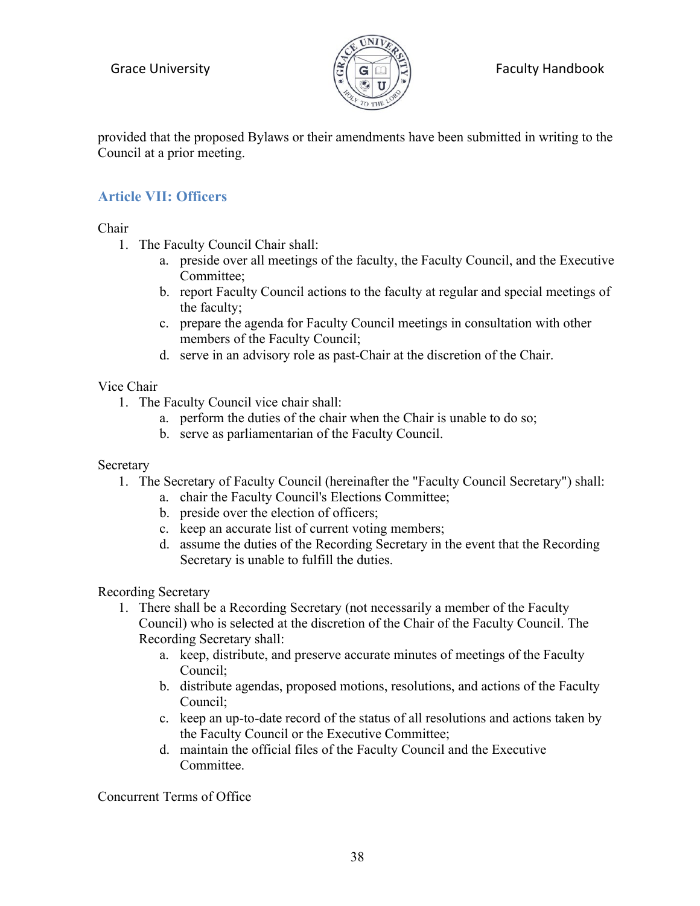provided that the proposed Bylaws or their amendments have been submitted in writing to the Council at a prior meeting.

## Article VII: Officers

Chair

1. The Faculty Council Chair shall:
    a. preside over all meetings of the faculty, the Faculty Council, and the Executive Committee;
    b. report Faculty Council actions to the faculty at regular and special meetings of the faculty;
    c. prepare the agenda for Faculty Council meetings in consultation with other members of the Faculty Council;
    d. serve in an advisory role as past-Chair at the discretion of the Chair.

Vice Chair

1. The Faculty Council vice chair shall:
    a. perform the duties of the chair when the Chair is unable to do so;
    b. serve as parliamentarian of the Faculty Council.

Secretary

1. The Secretary of Faculty Council (hereinafter the "Faculty Council Secretary") shall:
    a. chair the Faculty Council's Elections Committee;
    b. preside over the election of officers;
    c. keep an accurate list of current voting members;
    d. assume the duties of the Recording Secretary in the event that the Recording Secretary is unable to fulfill the duties.

Recording Secretary

1. There shall be a Recording Secretary (not necessarily a member of the Faculty Council) who is selected at the discretion of the Chair of the Faculty Council. The Recording Secretary shall:
    a. keep, distribute, and preserve accurate minutes of meetings of the Faculty Council;
    b. distribute agendas, proposed motions, resolutions, and actions of the Faculty Council;
    c. keep an up-to-date record of the status of all resolutions and actions taken by the Faculty Council or the Executive Committee;
    d. maintain the official files of the Faculty Council and the Executive Committee.

Concurrent Terms of Office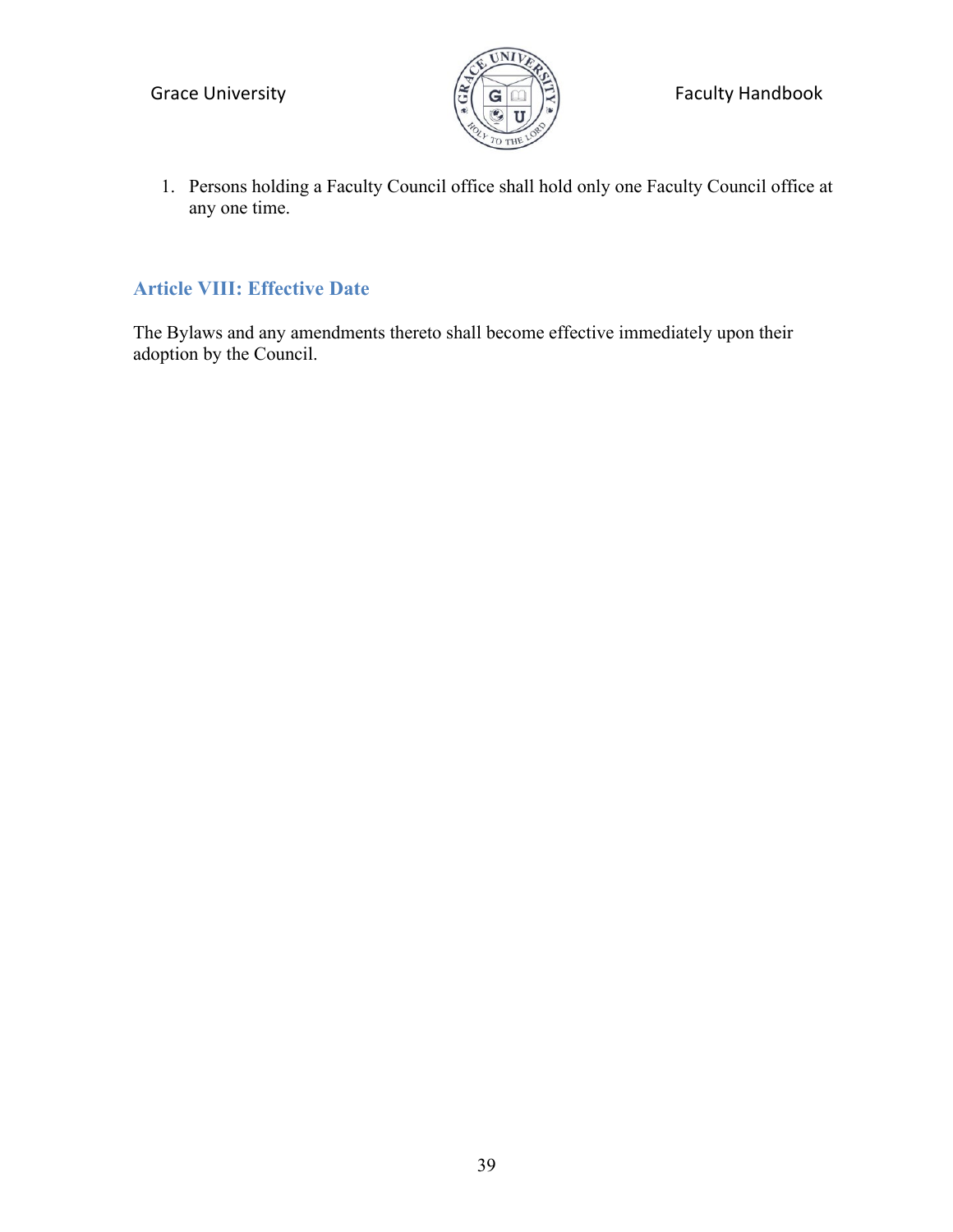1. Persons holding a Faculty Council office shall hold only one Faculty Council office at any one time.

## Article VIII: Effective Date

The Bylaws and any amendments thereto shall become effective immediately upon their adoption by the Council.